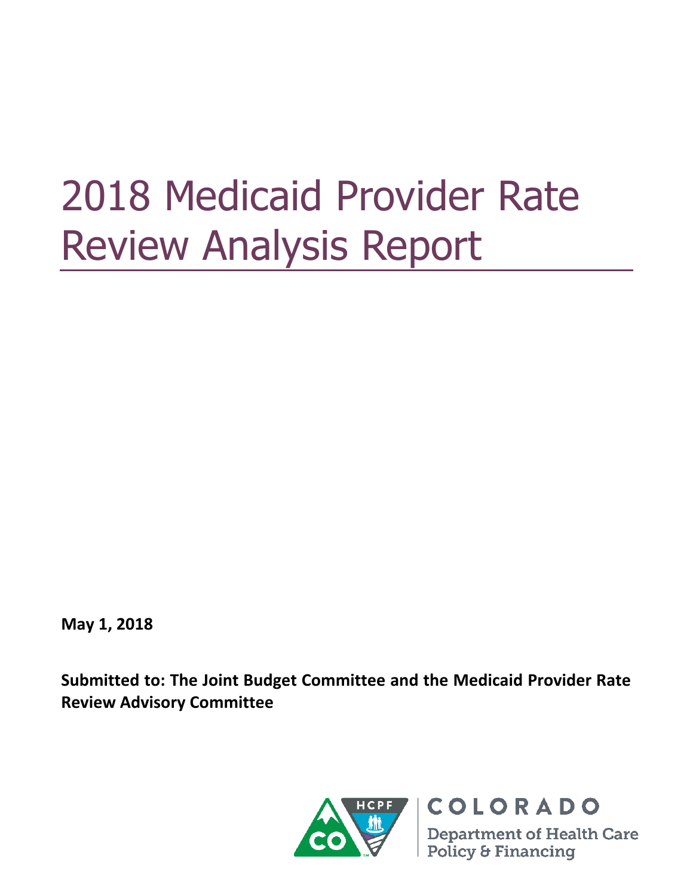# 2018 Medicaid Provider Rate Review Analysis Report

**May 1, 2018**

**Submitted to: The Joint Budget Committee and the Medicaid Provider Rate Review Advisory Committee**

COLORADO

Department of Health Care Policy & Financing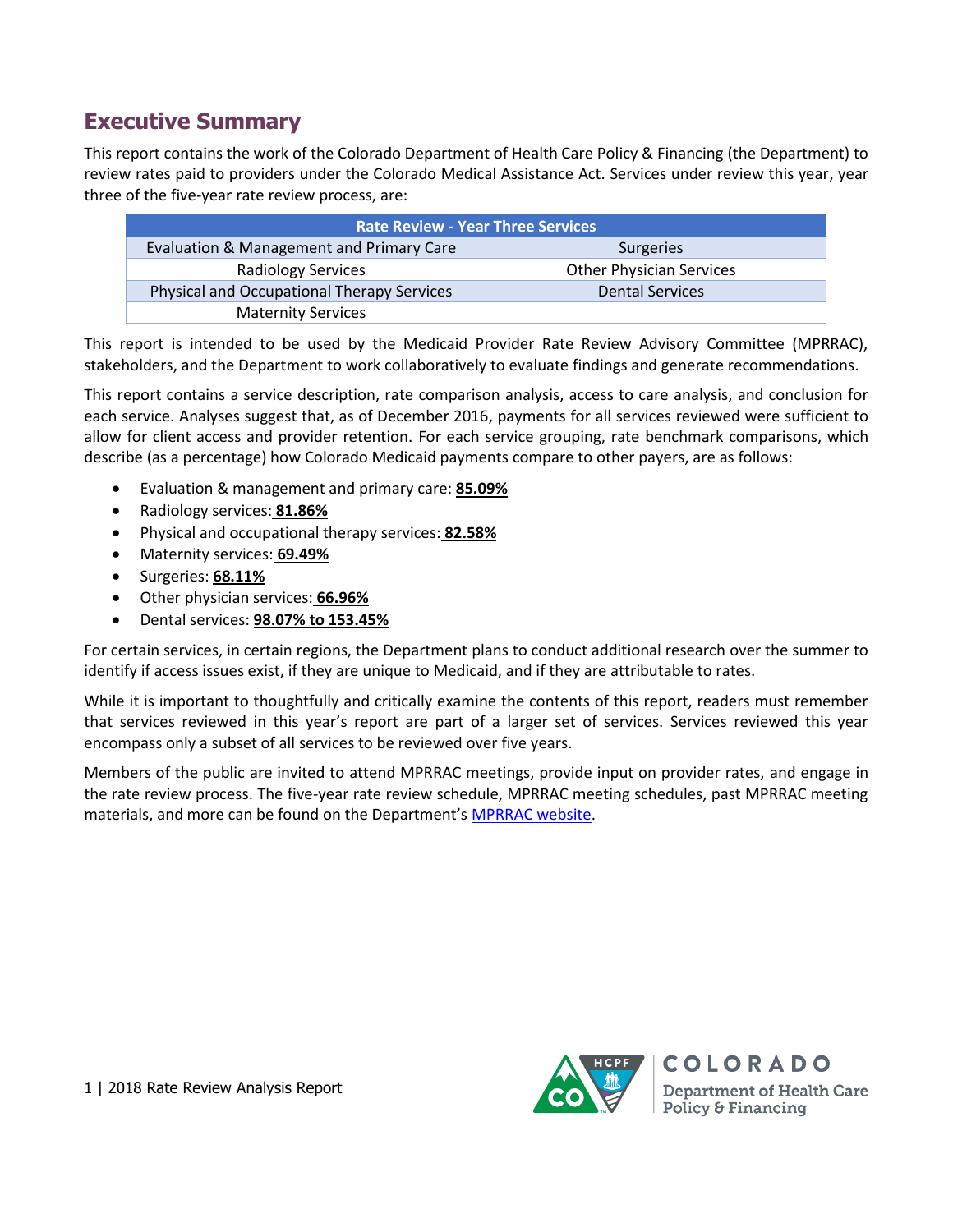## Executive Summary

This report contains the work of the Colorado Department of Health Care Policy & Financing (the Department) to review rates paid to providers under the Colorado Medical Assistance Act. Services under review this year, year three of the five-year rate review process, are:

| Rate Review - Year Three Services | |
|---|---|
| Evaluation & Management and Primary Care | Surgeries |
| Radiology Services | Other Physician Services |
| Physical and Occupational Therapy Services | Dental Services |
| Maternity Services | |

This report is intended to be used by the Medicaid Provider Rate Review Advisory Committee (MPRRAC), stakeholders, and the Department to work collaboratively to evaluate findings and generate recommendations.

This report contains a service description, rate comparison analysis, access to care analysis, and conclusion for each service. Analyses suggest that, as of December 2016, payments for all services reviewed were sufficient to allow for client access and provider retention. For each service grouping, rate benchmark comparisons, which describe (as a percentage) how Colorado Medicaid payments compare to other payers, are as follows:

- Evaluation & management and primary care: **85.09%**
- Radiology services: **81.86%**
- Physical and occupational therapy services: **82.58%**
- Maternity services: **69.49%**
- Surgeries: **68.11%**
- Other physician services: **66.96%**
- Dental services: **98.07% to 153.45%**

For certain services, in certain regions, the Department plans to conduct additional research over the summer to identify if access issues exist, if they are unique to Medicaid, and if they are attributable to rates.

While it is important to thoughtfully and critically examine the contents of this report, readers must remember that services reviewed in this year's report are part of a larger set of services. Services reviewed this year encompass only a subset of all services to be reviewed over five years.

Members of the public are invited to attend MPRRAC meetings, provide input on provider rates, and engage in the rate review process. The five-year rate review schedule, MPRRAC meeting schedules, past MPRRAC meeting materials, and more can be found on the Department's MPRRAC website.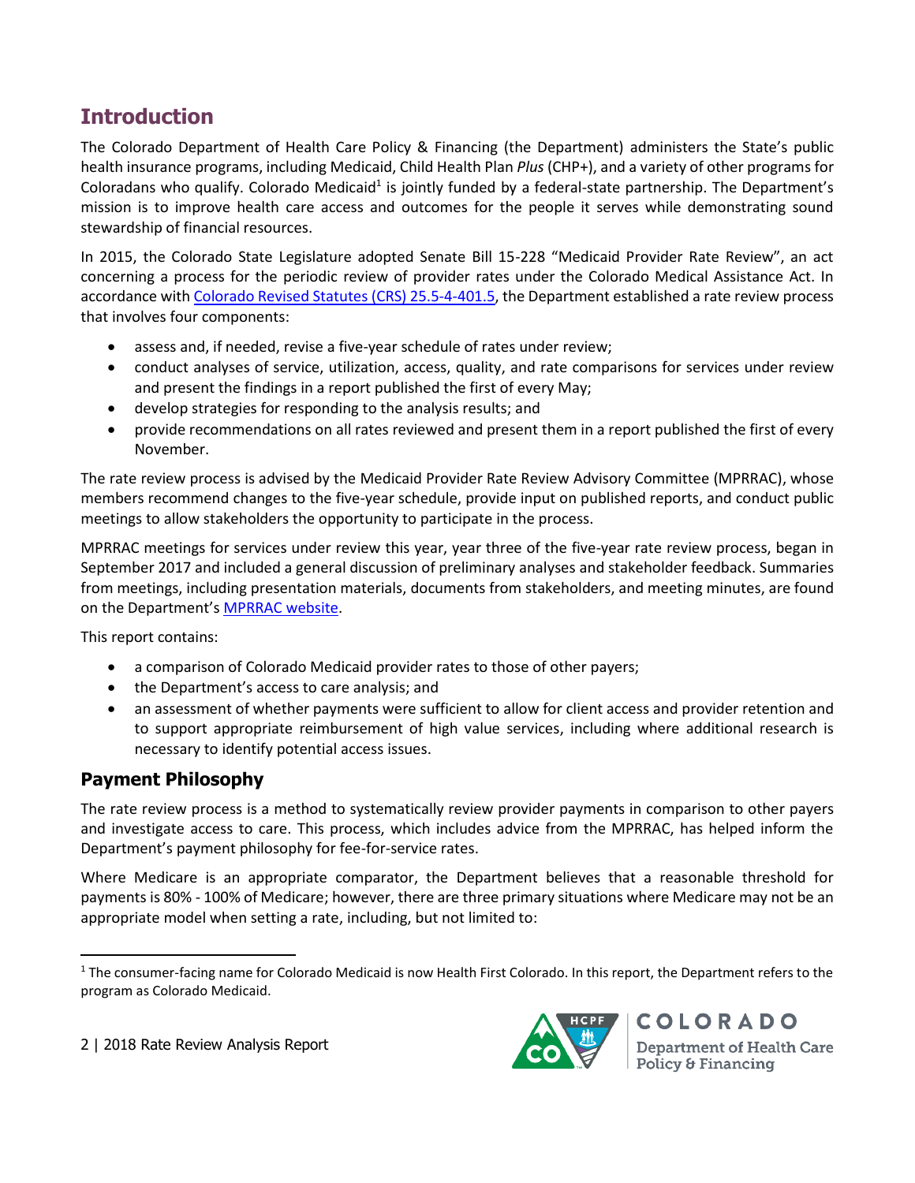## Introduction

The Colorado Department of Health Care Policy & Financing (the Department) administers the State's public health insurance programs, including Medicaid, Child Health Plan *Plus* (CHP+), and a variety of other programs for Coloradans who qualify. Colorado Medicaid[1] is jointly funded by a federal-state partnership. The Department's mission is to improve health care access and outcomes for the people it serves while demonstrating sound stewardship of financial resources.

In 2015, the Colorado State Legislature adopted Senate Bill 15-228 "Medicaid Provider Rate Review", an act concerning a process for the periodic review of provider rates under the Colorado Medical Assistance Act. In accordance with Colorado Revised Statutes (CRS) 25.5-4-401.5, the Department established a rate review process that involves four components:

- assess and, if needed, revise a five-year schedule of rates under review;
- conduct analyses of service, utilization, access, quality, and rate comparisons for services under review and present the findings in a report published the first of every May;
- develop strategies for responding to the analysis results; and
- provide recommendations on all rates reviewed and present them in a report published the first of every November.

The rate review process is advised by the Medicaid Provider Rate Review Advisory Committee (MPRRAC), whose members recommend changes to the five-year schedule, provide input on published reports, and conduct public meetings to allow stakeholders the opportunity to participate in the process.

MPRRAC meetings for services under review this year, year three of the five-year rate review process, began in September 2017 and included a general discussion of preliminary analyses and stakeholder feedback. Summaries from meetings, including presentation materials, documents from stakeholders, and meeting minutes, are found on the Department's MPRRAC website.

This report contains:

- a comparison of Colorado Medicaid provider rates to those of other payers;
- the Department's access to care analysis; and
- an assessment of whether payments were sufficient to allow for client access and provider retention and to support appropriate reimbursement of high value services, including where additional research is necessary to identify potential access issues.

### Payment Philosophy

The rate review process is a method to systematically review provider payments in comparison to other payers and investigate access to care. This process, which includes advice from the MPRRAC, has helped inform the Department's payment philosophy for fee-for-service rates.

Where Medicare is an appropriate comparator, the Department believes that a reasonable threshold for payments is 80% - 100% of Medicare; however, there are three primary situations where Medicare may not be an appropriate model when setting a rate, including, but not limited to:

[1] The consumer-facing name for Colorado Medicaid is now Health First Colorado. In this report, the Department refers to the program as Colorado Medicaid.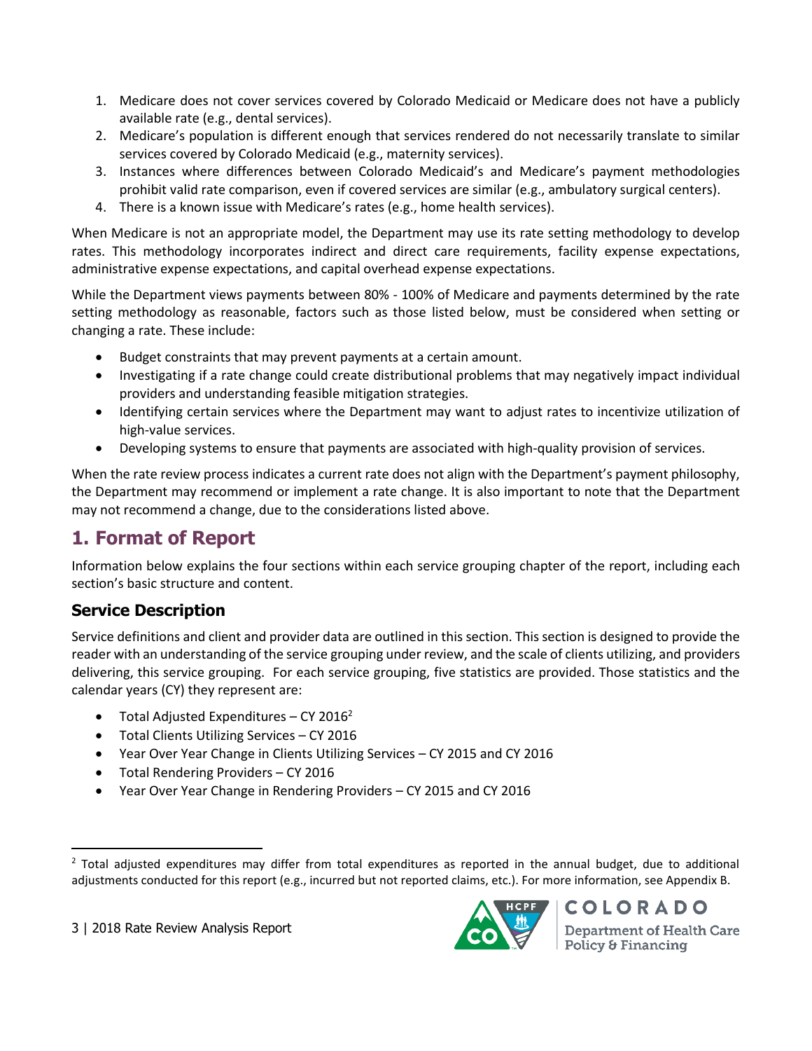1. Medicare does not cover services covered by Colorado Medicaid or Medicare does not have a publicly available rate (e.g., dental services).
2. Medicare's population is different enough that services rendered do not necessarily translate to similar services covered by Colorado Medicaid (e.g., maternity services).
3. Instances where differences between Colorado Medicaid's and Medicare's payment methodologies prohibit valid rate comparison, even if covered services are similar (e.g., ambulatory surgical centers).
4. There is a known issue with Medicare's rates (e.g., home health services).

When Medicare is not an appropriate model, the Department may use its rate setting methodology to develop rates. This methodology incorporates indirect and direct care requirements, facility expense expectations, administrative expense expectations, and capital overhead expense expectations.

While the Department views payments between 80% - 100% of Medicare and payments determined by the rate setting methodology as reasonable, factors such as those listed below, must be considered when setting or changing a rate. These include:

- Budget constraints that may prevent payments at a certain amount.
- Investigating if a rate change could create distributional problems that may negatively impact individual providers and understanding feasible mitigation strategies.
- Identifying certain services where the Department may want to adjust rates to incentivize utilization of high-value services.
- Developing systems to ensure that payments are associated with high-quality provision of services.

When the rate review process indicates a current rate does not align with the Department's payment philosophy, the Department may recommend or implement a rate change. It is also important to note that the Department may not recommend a change, due to the considerations listed above.

## 1. Format of Report

Information below explains the four sections within each service grouping chapter of the report, including each section's basic structure and content.

### Service Description

Service definitions and client and provider data are outlined in this section. This section is designed to provide the reader with an understanding of the service grouping under review, and the scale of clients utilizing, and providers delivering, this service grouping. For each service grouping, five statistics are provided. Those statistics and the calendar years (CY) they represent are:

- Total Adjusted Expenditures – CY 2016[2]
- Total Clients Utilizing Services – CY 2016
- Year Over Year Change in Clients Utilizing Services – CY 2015 and CY 2016
- Total Rendering Providers – CY 2016
- Year Over Year Change in Rendering Providers – CY 2015 and CY 2016

[2] Total adjusted expenditures may differ from total expenditures as reported in the annual budget, due to additional adjustments conducted for this report (e.g., incurred but not reported claims, etc.). For more information, see Appendix B.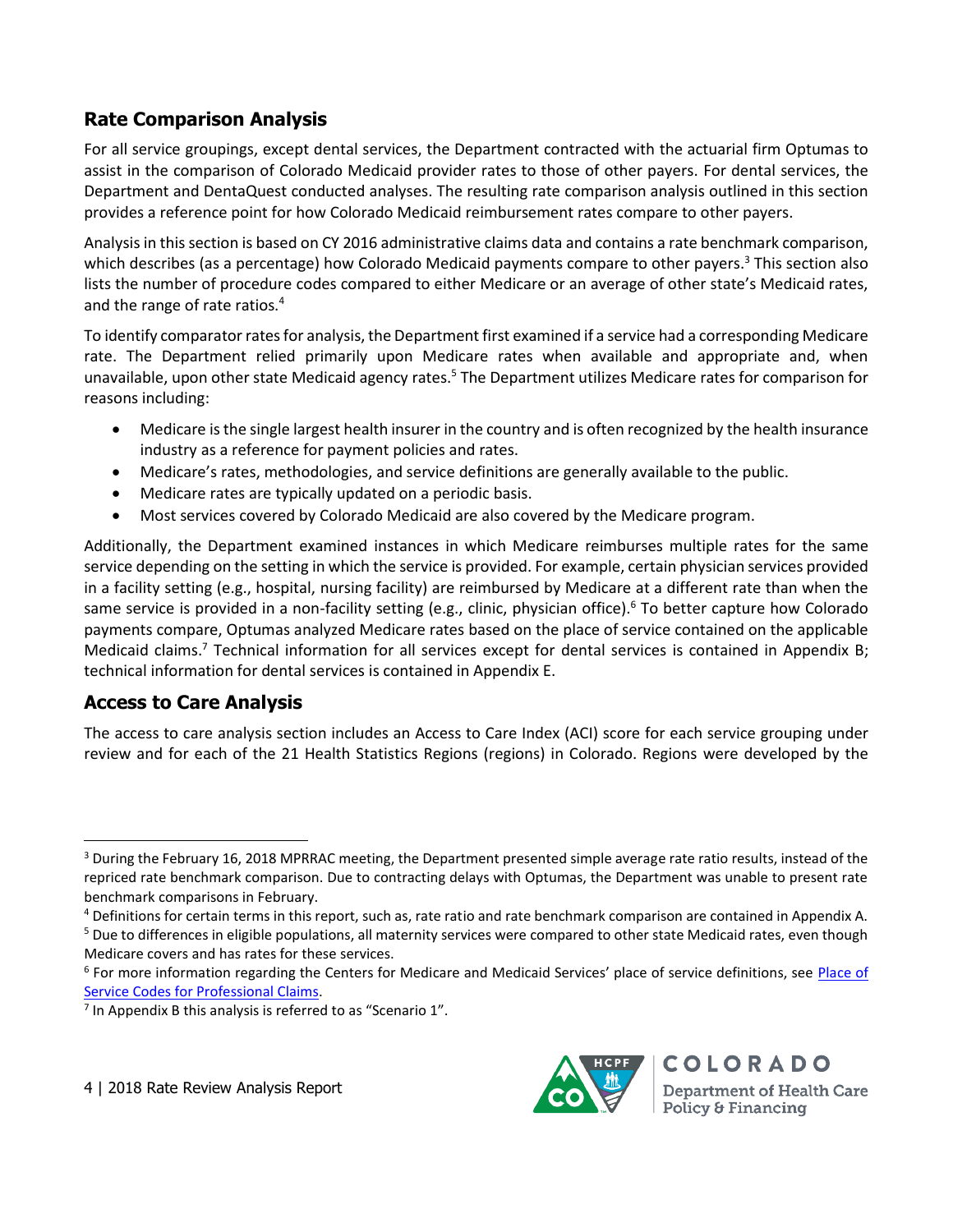## Rate Comparison Analysis

For all service groupings, except dental services, the Department contracted with the actuarial firm Optumas to assist in the comparison of Colorado Medicaid provider rates to those of other payers. For dental services, the Department and DentaQuest conducted analyses. The resulting rate comparison analysis outlined in this section provides a reference point for how Colorado Medicaid reimbursement rates compare to other payers.

Analysis in this section is based on CY 2016 administrative claims data and contains a rate benchmark comparison, which describes (as a percentage) how Colorado Medicaid payments compare to other payers.[3] This section also lists the number of procedure codes compared to either Medicare or an average of other state's Medicaid rates, and the range of rate ratios.[4]

To identify comparator rates for analysis, the Department first examined if a service had a corresponding Medicare rate. The Department relied primarily upon Medicare rates when available and appropriate and, when unavailable, upon other state Medicaid agency rates.[5] The Department utilizes Medicare rates for comparison for reasons including:

- Medicare is the single largest health insurer in the country and is often recognized by the health insurance industry as a reference for payment policies and rates.
- Medicare's rates, methodologies, and service definitions are generally available to the public.
- Medicare rates are typically updated on a periodic basis.
- Most services covered by Colorado Medicaid are also covered by the Medicare program.

Additionally, the Department examined instances in which Medicare reimburses multiple rates for the same service depending on the setting in which the service is provided. For example, certain physician services provided in a facility setting (e.g., hospital, nursing facility) are reimbursed by Medicare at a different rate than when the same service is provided in a non-facility setting (e.g., clinic, physician office).[6] To better capture how Colorado payments compare, Optumas analyzed Medicare rates based on the place of service contained on the applicable Medicaid claims.[7] Technical information for all services except for dental services is contained in Appendix B; technical information for dental services is contained in Appendix E.

## Access to Care Analysis

The access to care analysis section includes an Access to Care Index (ACI) score for each service grouping under review and for each of the 21 Health Statistics Regions (regions) in Colorado. Regions were developed by the

---

[3] During the February 16, 2018 MPRRAC meeting, the Department presented simple average rate ratio results, instead of the repriced rate benchmark comparison. Due to contracting delays with Optumas, the Department was unable to present rate benchmark comparisons in February.

[4] Definitions for certain terms in this report, such as, rate ratio and rate benchmark comparison are contained in Appendix A.

[5] Due to differences in eligible populations, all maternity services were compared to other state Medicaid rates, even though Medicare covers and has rates for these services.

[6] For more information regarding the Centers for Medicare and Medicaid Services' place of service definitions, see Place of Service Codes for Professional Claims.

[7] In Appendix B this analysis is referred to as "Scenario 1".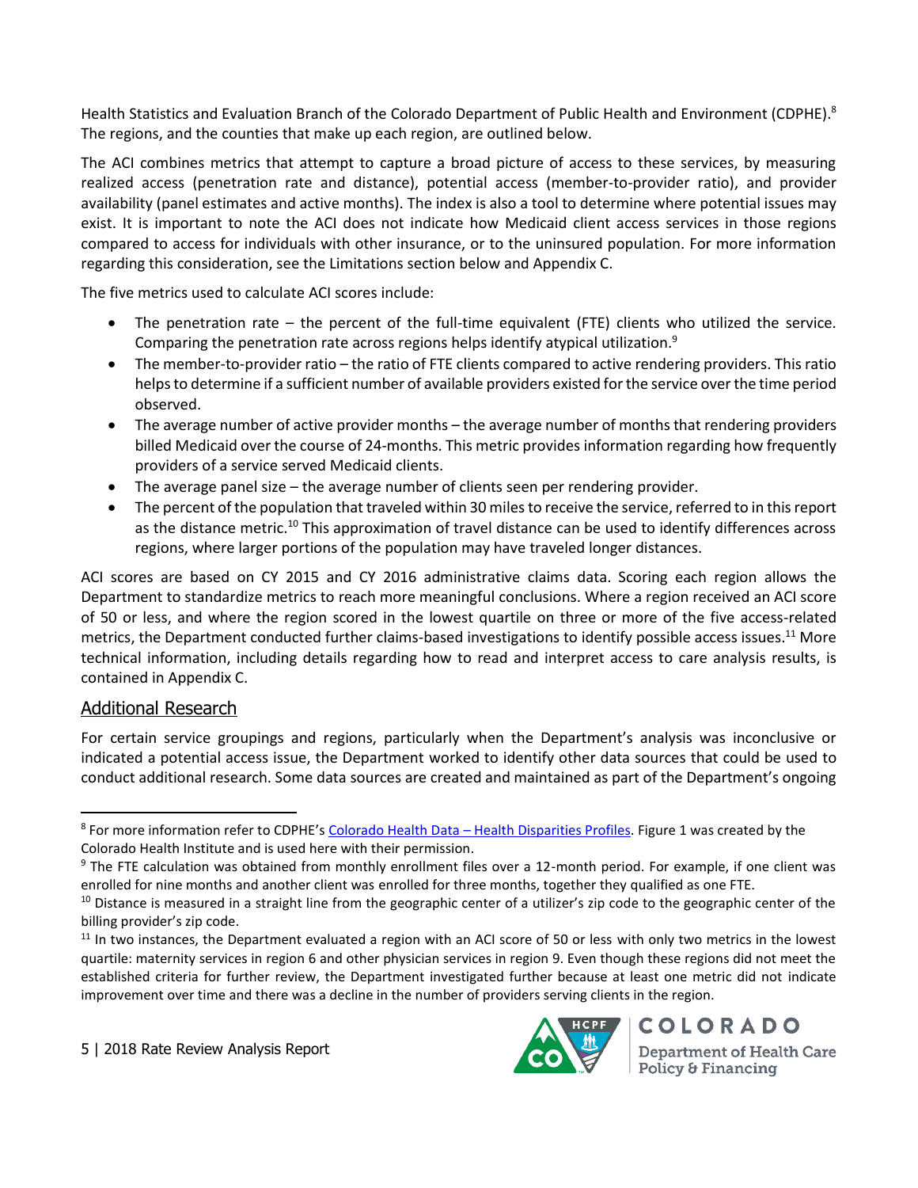Health Statistics and Evaluation Branch of the Colorado Department of Public Health and Environment (CDPHE).[8] The regions, and the counties that make up each region, are outlined below.

The ACI combines metrics that attempt to capture a broad picture of access to these services, by measuring realized access (penetration rate and distance), potential access (member-to-provider ratio), and provider availability (panel estimates and active months). The index is also a tool to determine where potential issues may exist. It is important to note the ACI does not indicate how Medicaid client access services in those regions compared to access for individuals with other insurance, or to the uninsured population. For more information regarding this consideration, see the Limitations section below and Appendix C.

The five metrics used to calculate ACI scores include:

- The penetration rate – the percent of the full-time equivalent (FTE) clients who utilized the service. Comparing the penetration rate across regions helps identify atypical utilization.[9]
- The member-to-provider ratio – the ratio of FTE clients compared to active rendering providers. This ratio helps to determine if a sufficient number of available providers existed for the service over the time period observed.
- The average number of active provider months – the average number of months that rendering providers billed Medicaid over the course of 24-months. This metric provides information regarding how frequently providers of a service served Medicaid clients.
- The average panel size – the average number of clients seen per rendering provider.
- The percent of the population that traveled within 30 miles to receive the service, referred to in this report as the distance metric.[10] This approximation of travel distance can be used to identify differences across regions, where larger portions of the population may have traveled longer distances.

ACI scores are based on CY 2015 and CY 2016 administrative claims data. Scoring each region allows the Department to standardize metrics to reach more meaningful conclusions. Where a region received an ACI score of 50 or less, and where the region scored in the lowest quartile on three or more of the five access-related metrics, the Department conducted further claims-based investigations to identify possible access issues.[11] More technical information, including details regarding how to read and interpret access to care analysis results, is contained in Appendix C.

## Additional Research

For certain service groupings and regions, particularly when the Department's analysis was inconclusive or indicated a potential access issue, the Department worked to identify other data sources that could be used to conduct additional research. Some data sources are created and maintained as part of the Department's ongoing

---

[8] For more information refer to CDPHE's Colorado Health Data – Health Disparities Profiles. Figure 1 was created by the Colorado Health Institute and is used here with their permission.

[9] The FTE calculation was obtained from monthly enrollment files over a 12-month period. For example, if one client was enrolled for nine months and another client was enrolled for three months, together they qualified as one FTE.

[10] Distance is measured in a straight line from the geographic center of a utilizer's zip code to the geographic center of the billing provider's zip code.

[11] In two instances, the Department evaluated a region with an ACI score of 50 or less with only two metrics in the lowest quartile: maternity services in region 6 and other physician services in region 9. Even though these regions did not meet the established criteria for further review, the Department investigated further because at least one metric did not indicate improvement over time and there was a decline in the number of providers serving clients in the region.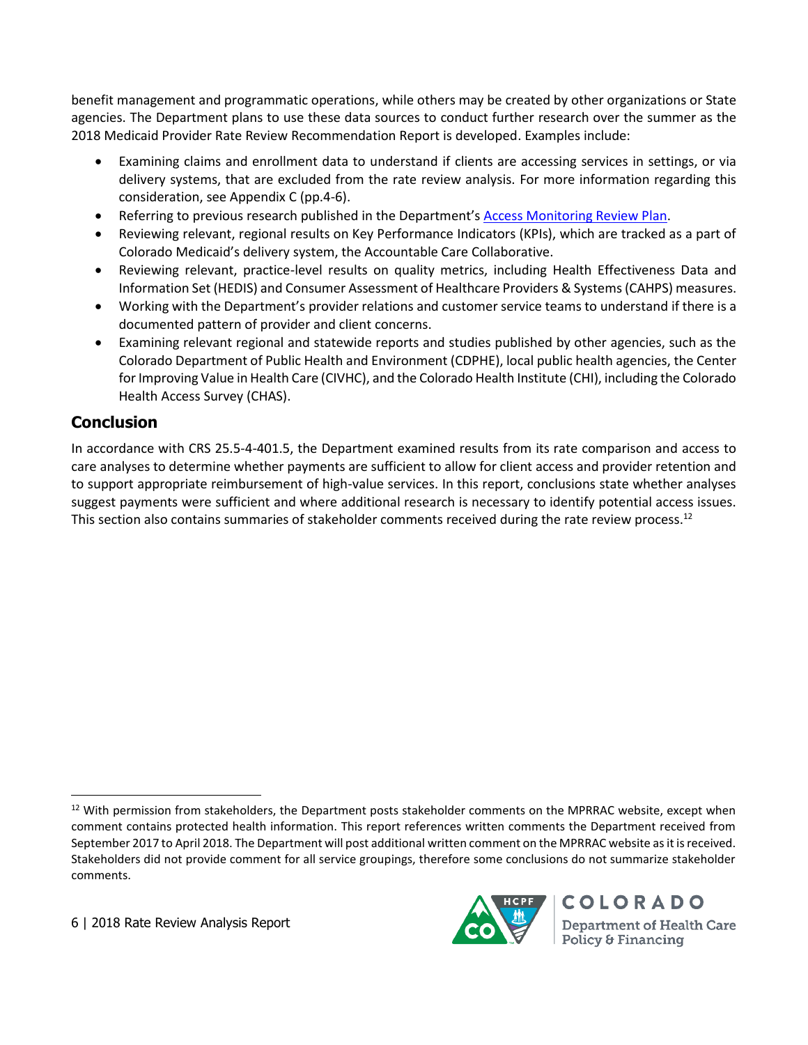benefit management and programmatic operations, while others may be created by other organizations or State agencies. The Department plans to use these data sources to conduct further research over the summer as the 2018 Medicaid Provider Rate Review Recommendation Report is developed. Examples include:

- Examining claims and enrollment data to understand if clients are accessing services in settings, or via delivery systems, that are excluded from the rate review analysis. For more information regarding this consideration, see Appendix C (pp.4-6).
- Referring to previous research published in the Department's Access Monitoring Review Plan.
- Reviewing relevant, regional results on Key Performance Indicators (KPIs), which are tracked as a part of Colorado Medicaid's delivery system, the Accountable Care Collaborative.
- Reviewing relevant, practice-level results on quality metrics, including Health Effectiveness Data and Information Set (HEDIS) and Consumer Assessment of Healthcare Providers & Systems (CAHPS) measures.
- Working with the Department's provider relations and customer service teams to understand if there is a documented pattern of provider and client concerns.
- Examining relevant regional and statewide reports and studies published by other agencies, such as the Colorado Department of Public Health and Environment (CDPHE), local public health agencies, the Center for Improving Value in Health Care (CIVHC), and the Colorado Health Institute (CHI), including the Colorado Health Access Survey (CHAS).

## Conclusion

In accordance with CRS 25.5-4-401.5, the Department examined results from its rate comparison and access to care analyses to determine whether payments are sufficient to allow for client access and provider retention and to support appropriate reimbursement of high-value services. In this report, conclusions state whether analyses suggest payments were sufficient and where additional research is necessary to identify potential access issues. This section also contains summaries of stakeholder comments received during the rate review process.[12]

[12] With permission from stakeholders, the Department posts stakeholder comments on the MPRRAC website, except when comment contains protected health information. This report references written comments the Department received from September 2017 to April 2018. The Department will post additional written comment on the MPRRAC website as it is received. Stakeholders did not provide comment for all service groupings, therefore some conclusions do not summarize stakeholder comments.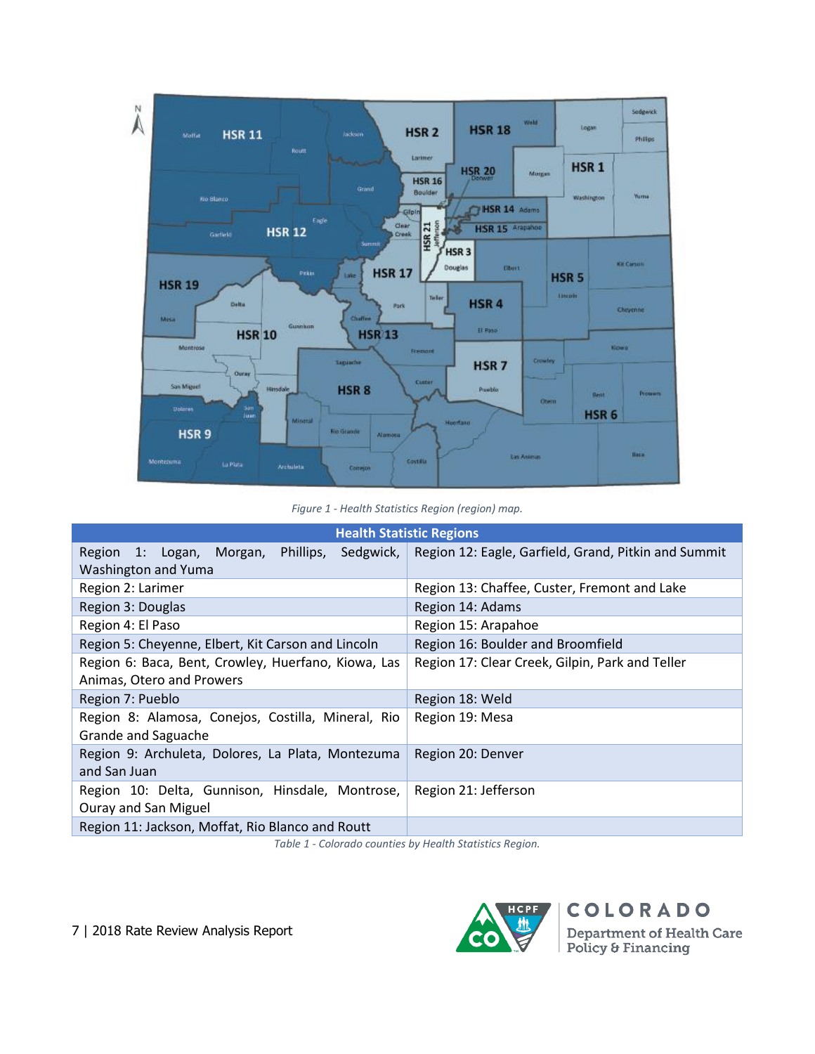*Figure 1 - Health Statistics Region (region) map.*

| Health Statistic Regions | |
|---|---|
| Region 1: Logan, Morgan, Phillips, Sedgwick, Washington and Yuma | Region 12: Eagle, Garfield, Grand, Pitkin and Summit |
| Region 2: Larimer | Region 13: Chaffee, Custer, Fremont and Lake |
| Region 3: Douglas | Region 14: Adams |
| Region 4: El Paso | Region 15: Arapahoe |
| Region 5: Cheyenne, Elbert, Kit Carson and Lincoln | Region 16: Boulder and Broomfield |
| Region 6: Baca, Bent, Crowley, Huerfano, Kiowa, Las Animas, Otero and Prowers | Region 17: Clear Creek, Gilpin, Park and Teller |
| Region 7: Pueblo | Region 18: Weld |
| Region 8: Alamosa, Conejos, Costilla, Mineral, Rio Grande and Saguache | Region 19: Mesa |
| Region 9: Archuleta, Dolores, La Plata, Montezuma and San Juan | Region 20: Denver |
| Region 10: Delta, Gunnison, Hinsdale, Montrose, Ouray and San Miguel | Region 21: Jefferson |
| Region 11: Jackson, Moffat, Rio Blanco and Routt | |

*Table 1 - Colorado counties by Health Statistics Region.*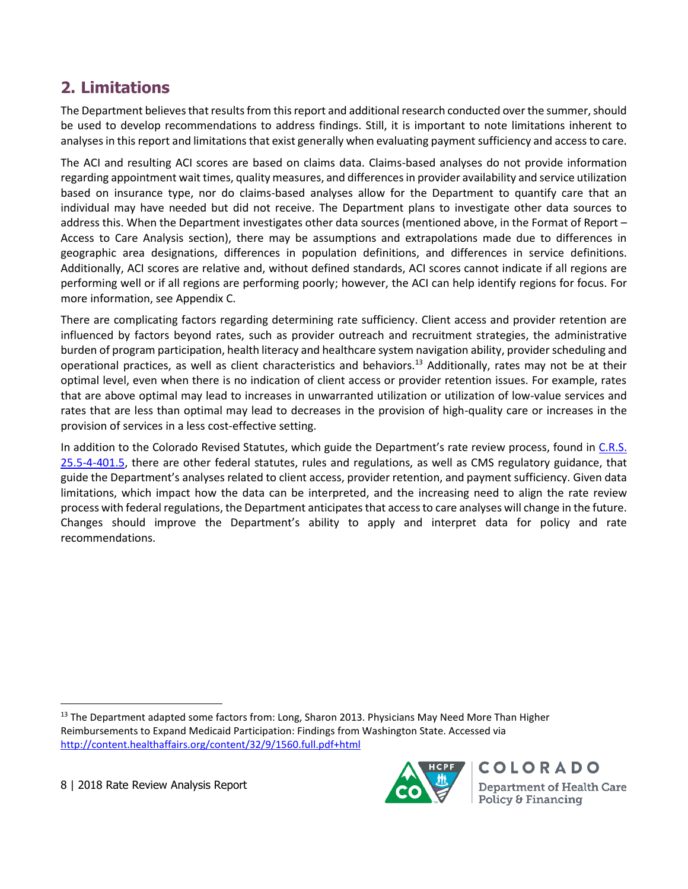## 2. Limitations

The Department believes that results from this report and additional research conducted over the summer, should be used to develop recommendations to address findings. Still, it is important to note limitations inherent to analyses in this report and limitations that exist generally when evaluating payment sufficiency and access to care.

The ACI and resulting ACI scores are based on claims data. Claims-based analyses do not provide information regarding appointment wait times, quality measures, and differences in provider availability and service utilization based on insurance type, nor do claims-based analyses allow for the Department to quantify care that an individual may have needed but did not receive. The Department plans to investigate other data sources to address this. When the Department investigates other data sources (mentioned above, in the Format of Report – Access to Care Analysis section), there may be assumptions and extrapolations made due to differences in geographic area designations, differences in population definitions, and differences in service definitions. Additionally, ACI scores are relative and, without defined standards, ACI scores cannot indicate if all regions are performing well or if all regions are performing poorly; however, the ACI can help identify regions for focus. For more information, see Appendix C.

There are complicating factors regarding determining rate sufficiency. Client access and provider retention are influenced by factors beyond rates, such as provider outreach and recruitment strategies, the administrative burden of program participation, health literacy and healthcare system navigation ability, provider scheduling and operational practices, as well as client characteristics and behaviors.[13] Additionally, rates may not be at their optimal level, even when there is no indication of client access or provider retention issues. For example, rates that are above optimal may lead to increases in unwarranted utilization or utilization of low-value services and rates that are less than optimal may lead to decreases in the provision of high-quality care or increases in the provision of services in a less cost-effective setting.

In addition to the Colorado Revised Statutes, which guide the Department's rate review process, found in C.R.S. 25.5-4-401.5, there are other federal statutes, rules and regulations, as well as CMS regulatory guidance, that guide the Department's analyses related to client access, provider retention, and payment sufficiency. Given data limitations, which impact how the data can be interpreted, and the increasing need to align the rate review process with federal regulations, the Department anticipates that access to care analyses will change in the future. Changes should improve the Department's ability to apply and interpret data for policy and rate recommendations.

[13] The Department adapted some factors from: Long, Sharon 2013. Physicians May Need More Than Higher Reimbursements to Expand Medicaid Participation: Findings from Washington State. Accessed via http://content.healthaffairs.org/content/32/9/1560.full.pdf+html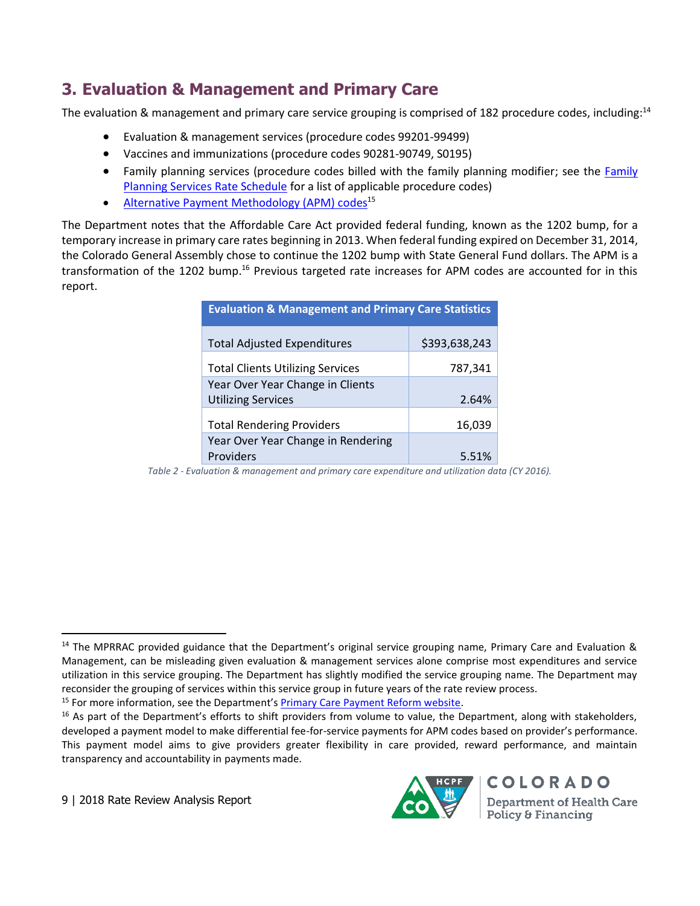## 3. Evaluation & Management and Primary Care

The evaluation & management and primary care service grouping is comprised of 182 procedure codes, including:[14]

- Evaluation & management services (procedure codes 99201-99499)
- Vaccines and immunizations (procedure codes 90281-90749, S0195)
- Family planning services (procedure codes billed with the family planning modifier; see the Family Planning Services Rate Schedule for a list of applicable procedure codes)
- Alternative Payment Methodology (APM) codes[15]

The Department notes that the Affordable Care Act provided federal funding, known as the 1202 bump, for a temporary increase in primary care rates beginning in 2013. When federal funding expired on December 31, 2014, the Colorado General Assembly chose to continue the 1202 bump with State General Fund dollars. The APM is a transformation of the 1202 bump.[16] Previous targeted rate increases for APM codes are accounted for in this report.

| Evaluation & Management and Primary Care Statistics | |
|---|---|
| Total Adjusted Expenditures | $393,638,243 |
| Total Clients Utilizing Services | 787,341 |
| Year Over Year Change in Clients Utilizing Services | 2.64% |
| Total Rendering Providers | 16,039 |
| Year Over Year Change in Rendering Providers | 5.51% |

*Table 2 - Evaluation & management and primary care expenditure and utilization data (CY 2016).*

---

[14] The MPRRAC provided guidance that the Department's original service grouping name, Primary Care and Evaluation & Management, can be misleading given evaluation & management services alone comprise most expenditures and service utilization in this service grouping. The Department has slightly modified the service grouping name. The Department may reconsider the grouping of services within this service group in future years of the rate review process.

[15] For more information, see the Department's Primary Care Payment Reform website.

[16] As part of the Department's efforts to shift providers from volume to value, the Department, along with stakeholders, developed a payment model to make differential fee-for-service payments for APM codes based on provider's performance. This payment model aims to give providers greater flexibility in care provided, reward performance, and maintain transparency and accountability in payments made.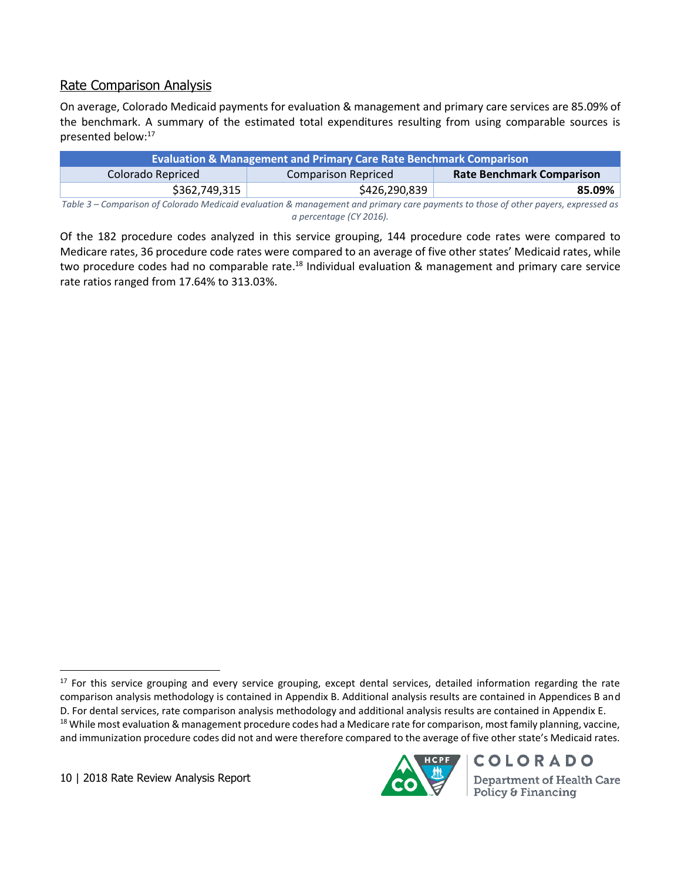## Rate Comparison Analysis

On average, Colorado Medicaid payments for evaluation & management and primary care services are 85.09% of the benchmark. A summary of the estimated total expenditures resulting from using comparable sources is presented below:[17]

| Evaluation & Management and Primary Care Rate Benchmark Comparison | | |
|---|---|---|
| Colorado Repriced | Comparison Repriced | **Rate Benchmark Comparison** |
| $362,749,315 | $426,290,839 | **85.09%** |

*Table 3 – Comparison of Colorado Medicaid evaluation & management and primary care payments to those of other payers, expressed as a percentage (CY 2016).*

Of the 182 procedure codes analyzed in this service grouping, 144 procedure code rates were compared to Medicare rates, 36 procedure code rates were compared to an average of five other states' Medicaid rates, while two procedure codes had no comparable rate.[18] Individual evaluation & management and primary care service rate ratios ranged from 17.64% to 313.03%.

---

[17] For this service grouping and every service grouping, except dental services, detailed information regarding the rate comparison analysis methodology is contained in Appendix B. Additional analysis results are contained in Appendices B and D. For dental services, rate comparison analysis methodology and additional analysis results are contained in Appendix E.

[18] While most evaluation & management procedure codes had a Medicare rate for comparison, most family planning, vaccine, and immunization procedure codes did not and were therefore compared to the average of five other state's Medicaid rates.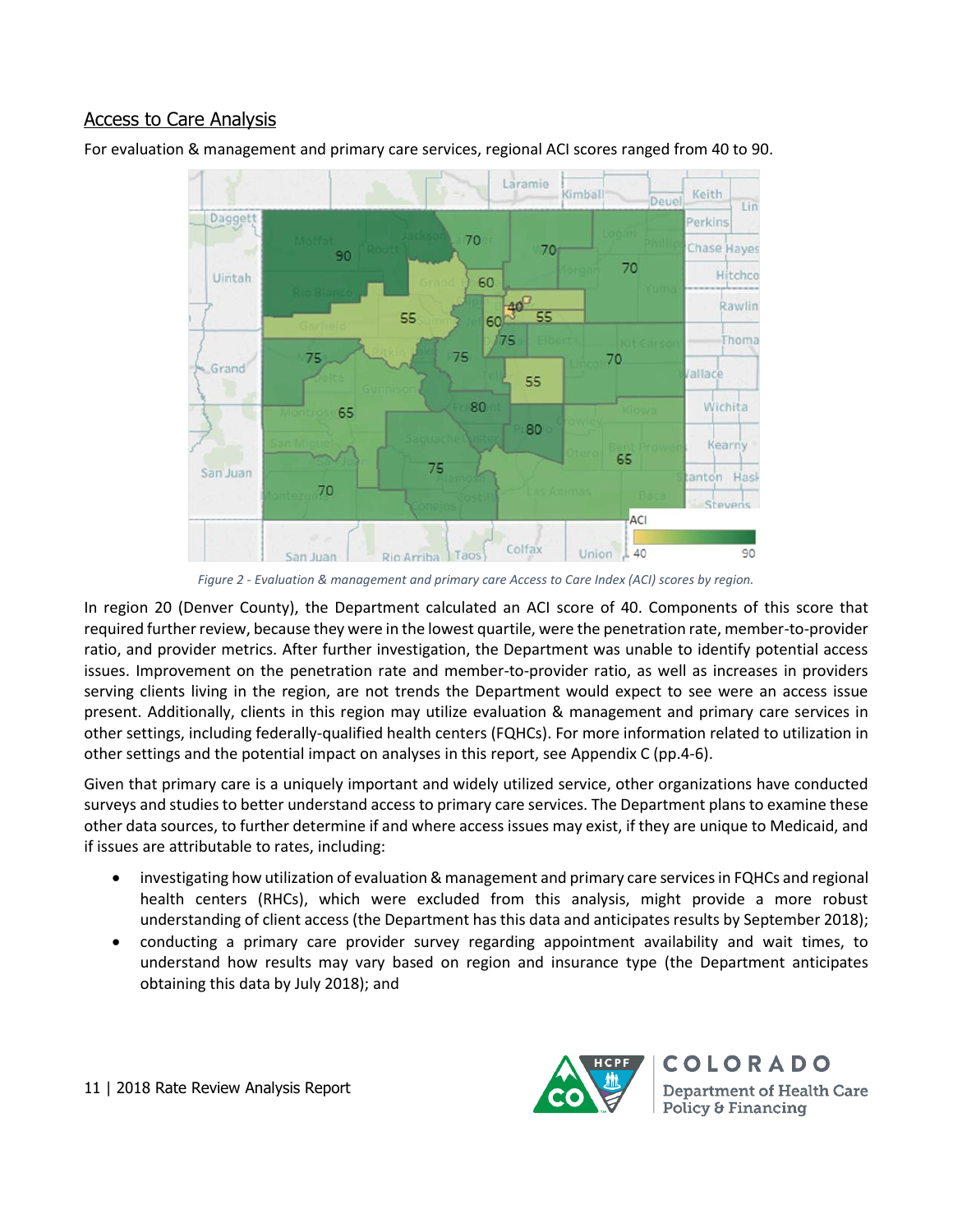## Access to Care Analysis

For evaluation & management and primary care services, regional ACI scores ranged from 40 to 90.

*Figure 2 - Evaluation & management and primary care Access to Care Index (ACI) scores by region.*

In region 20 (Denver County), the Department calculated an ACI score of 40. Components of this score that required further review, because they were in the lowest quartile, were the penetration rate, member-to-provider ratio, and provider metrics. After further investigation, the Department was unable to identify potential access issues. Improvement on the penetration rate and member-to-provider ratio, as well as increases in providers serving clients living in the region, are not trends the Department would expect to see were an access issue present. Additionally, clients in this region may utilize evaluation & management and primary care services in other settings, including federally-qualified health centers (FQHCs). For more information related to utilization in other settings and the potential impact on analyses in this report, see Appendix C (pp.4-6).

Given that primary care is a uniquely important and widely utilized service, other organizations have conducted surveys and studies to better understand access to primary care services. The Department plans to examine these other data sources, to further determine if and where access issues may exist, if they are unique to Medicaid, and if issues are attributable to rates, including:

- investigating how utilization of evaluation & management and primary care services in FQHCs and regional health centers (RHCs), which were excluded from this analysis, might provide a more robust understanding of client access (the Department has this data and anticipates results by September 2018);
- conducting a primary care provider survey regarding appointment availability and wait times, to understand how results may vary based on region and insurance type (the Department anticipates obtaining this data by July 2018); and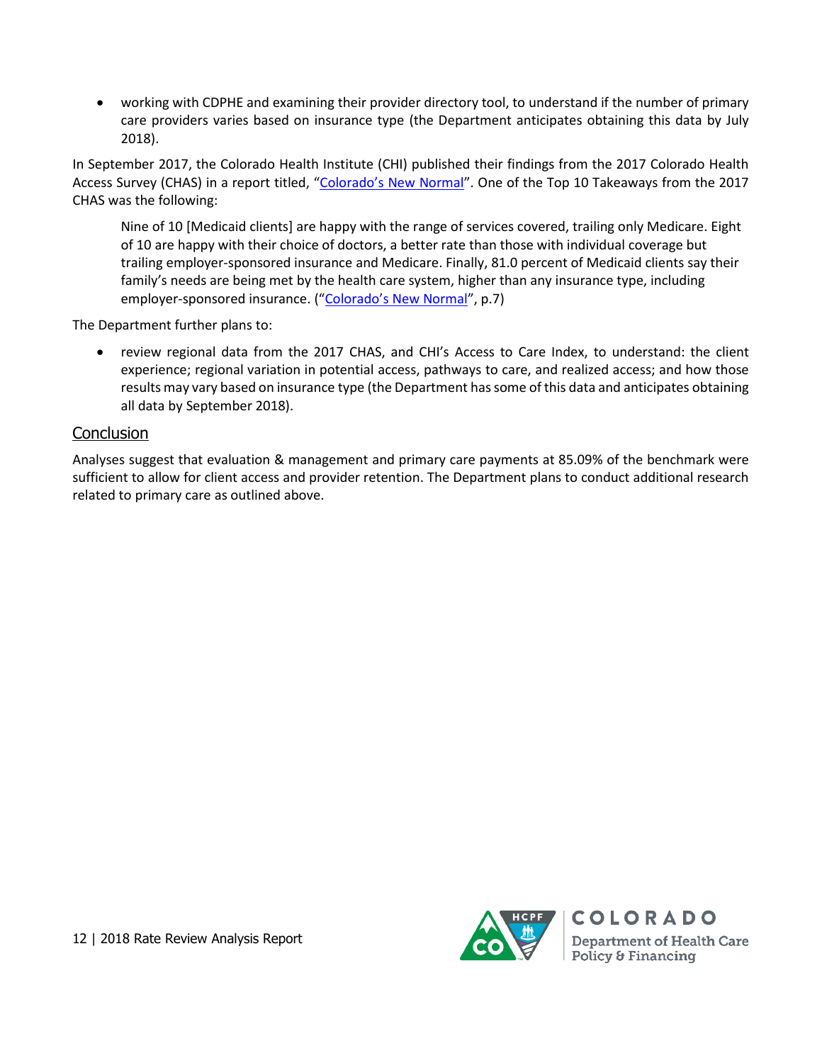- working with CDPHE and examining their provider directory tool, to understand if the number of primary care providers varies based on insurance type (the Department anticipates obtaining this data by July 2018).

In September 2017, the Colorado Health Institute (CHI) published their findings from the 2017 Colorado Health Access Survey (CHAS) in a report titled, "Colorado's New Normal". One of the Top 10 Takeaways from the 2017 CHAS was the following:

> Nine of 10 [Medicaid clients] are happy with the range of services covered, trailing only Medicare. Eight of 10 are happy with their choice of doctors, a better rate than those with individual coverage but trailing employer-sponsored insurance and Medicare. Finally, 81.0 percent of Medicaid clients say their family's needs are being met by the health care system, higher than any insurance type, including employer-sponsored insurance. ("Colorado's New Normal", p.7)

The Department further plans to:

- review regional data from the 2017 CHAS, and CHI's Access to Care Index, to understand: the client experience; regional variation in potential access, pathways to care, and realized access; and how those results may vary based on insurance type (the Department has some of this data and anticipates obtaining all data by September 2018).

## Conclusion

Analyses suggest that evaluation & management and primary care payments at 85.09% of the benchmark were sufficient to allow for client access and provider retention. The Department plans to conduct additional research related to primary care as outlined above.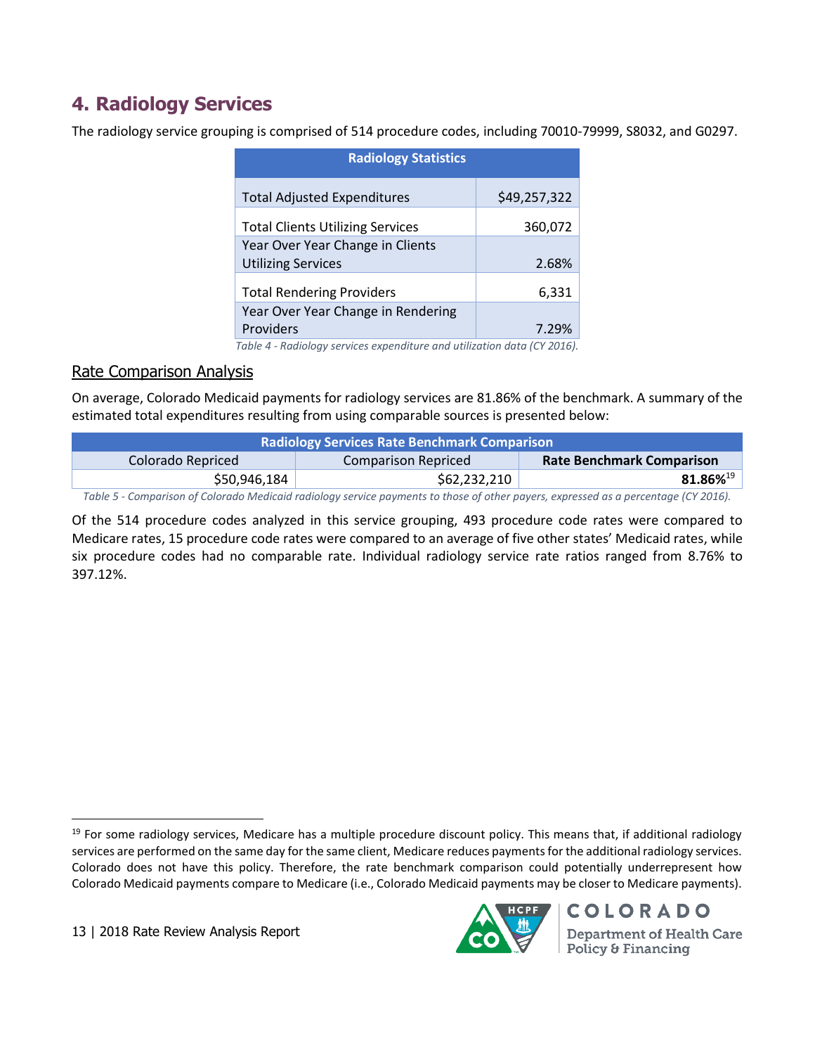## 4. Radiology Services

The radiology service grouping is comprised of 514 procedure codes, including 70010-79999, S8032, and G0297.

| Radiology Statistics | |
|---|---|
| Total Adjusted Expenditures | $49,257,322 |
| Total Clients Utilizing Services | 360,072 |
| Year Over Year Change in Clients Utilizing Services | 2.68% |
| Total Rendering Providers | 6,331 |
| Year Over Year Change in Rendering Providers | 7.29% |

*Table 4 - Radiology services expenditure and utilization data (CY 2016).*

### Rate Comparison Analysis

On average, Colorado Medicaid payments for radiology services are 81.86% of the benchmark. A summary of the estimated total expenditures resulting from using comparable sources is presented below:

| Radiology Services Rate Benchmark Comparison | | |
|---|---|---|
| Colorado Repriced | Comparison Repriced | **Rate Benchmark Comparison** |
| $50,946,184 | $62,232,210 | **81.86%**[19] |

*Table 5 - Comparison of Colorado Medicaid radiology service payments to those of other payers, expressed as a percentage (CY 2016).*

Of the 514 procedure codes analyzed in this service grouping, 493 procedure code rates were compared to Medicare rates, 15 procedure code rates were compared to an average of five other states' Medicaid rates, while six procedure codes had no comparable rate. Individual radiology service rate ratios ranged from 8.76% to 397.12%.

[19] For some radiology services, Medicare has a multiple procedure discount policy. This means that, if additional radiology services are performed on the same day for the same client, Medicare reduces payments for the additional radiology services. Colorado does not have this policy. Therefore, the rate benchmark comparison could potentially underrepresent how Colorado Medicaid payments compare to Medicare (i.e., Colorado Medicaid payments may be closer to Medicare payments).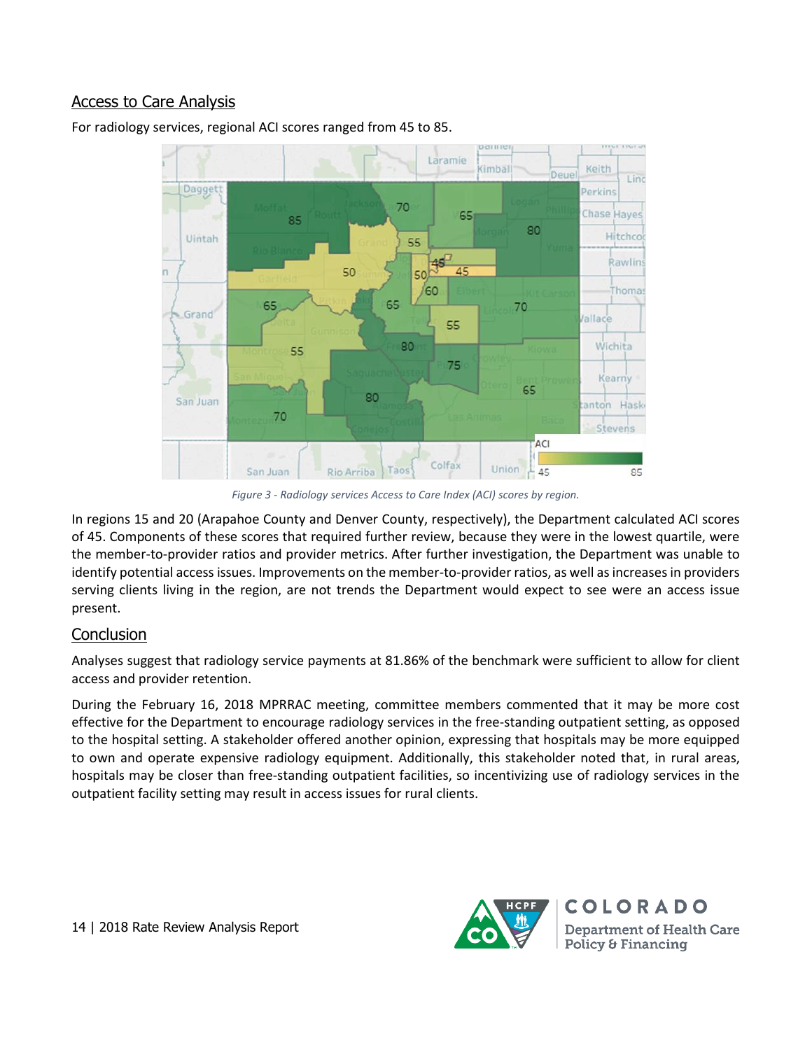## Access to Care Analysis

For radiology services, regional ACI scores ranged from 45 to 85.

*Figure 3 - Radiology services Access to Care Index (ACI) scores by region.*

In regions 15 and 20 (Arapahoe County and Denver County, respectively), the Department calculated ACI scores of 45. Components of these scores that required further review, because they were in the lowest quartile, were the member-to-provider ratios and provider metrics. After further investigation, the Department was unable to identify potential access issues. Improvements on the member-to-provider ratios, as well as increases in providers serving clients living in the region, are not trends the Department would expect to see were an access issue present.

## Conclusion

Analyses suggest that radiology service payments at 81.86% of the benchmark were sufficient to allow for client access and provider retention.

During the February 16, 2018 MPRRAC meeting, committee members commented that it may be more cost effective for the Department to encourage radiology services in the free-standing outpatient setting, as opposed to the hospital setting. A stakeholder offered another opinion, expressing that hospitals may be more equipped to own and operate expensive radiology equipment. Additionally, this stakeholder noted that, in rural areas, hospitals may be closer than free-standing outpatient facilities, so incentivizing use of radiology services in the outpatient facility setting may result in access issues for rural clients.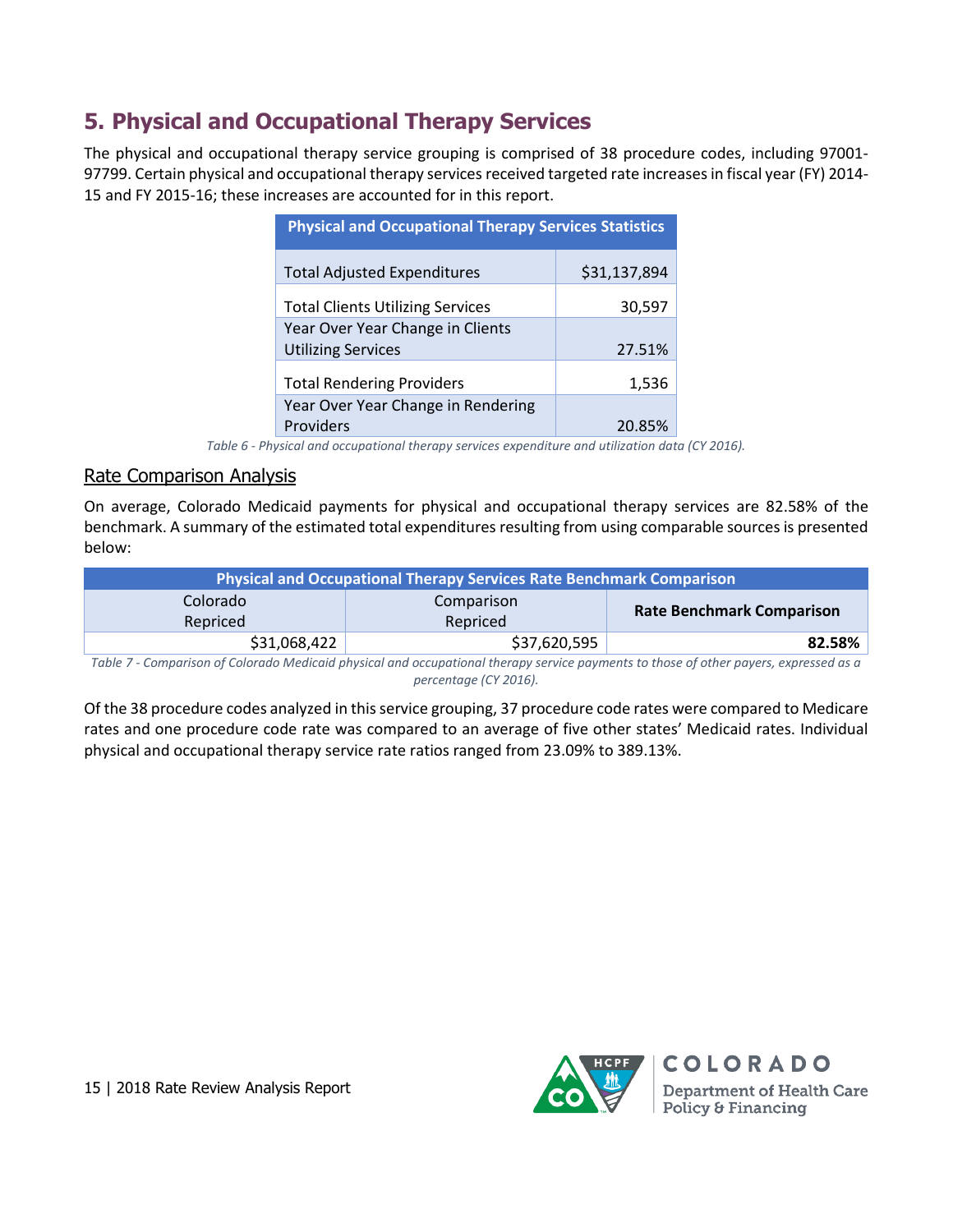## 5. Physical and Occupational Therapy Services

The physical and occupational therapy service grouping is comprised of 38 procedure codes, including 97001-97799. Certain physical and occupational therapy services received targeted rate increases in fiscal year (FY) 2014-15 and FY 2015-16; these increases are accounted for in this report.

| Physical and Occupational Therapy Services Statistics | |
|---|---|
| Total Adjusted Expenditures | $31,137,894 |
| Total Clients Utilizing Services | 30,597 |
| Year Over Year Change in Clients Utilizing Services | 27.51% |
| Total Rendering Providers | 1,536 |
| Year Over Year Change in Rendering Providers | 20.85% |

*Table 6 - Physical and occupational therapy services expenditure and utilization data (CY 2016).*

### Rate Comparison Analysis

On average, Colorado Medicaid payments for physical and occupational therapy services are 82.58% of the benchmark. A summary of the estimated total expenditures resulting from using comparable sources is presented below:

| Physical and Occupational Therapy Services Rate Benchmark Comparison | | |
|---|---|---|
| Colorado Repriced | Comparison Repriced | **Rate Benchmark Comparison** |
| $31,068,422 | $37,620,595 | **82.58%** |

*Table 7 - Comparison of Colorado Medicaid physical and occupational therapy service payments to those of other payers, expressed as a percentage (CY 2016).*

Of the 38 procedure codes analyzed in this service grouping, 37 procedure code rates were compared to Medicare rates and one procedure code rate was compared to an average of five other states' Medicaid rates. Individual physical and occupational therapy service rate ratios ranged from 23.09% to 389.13%.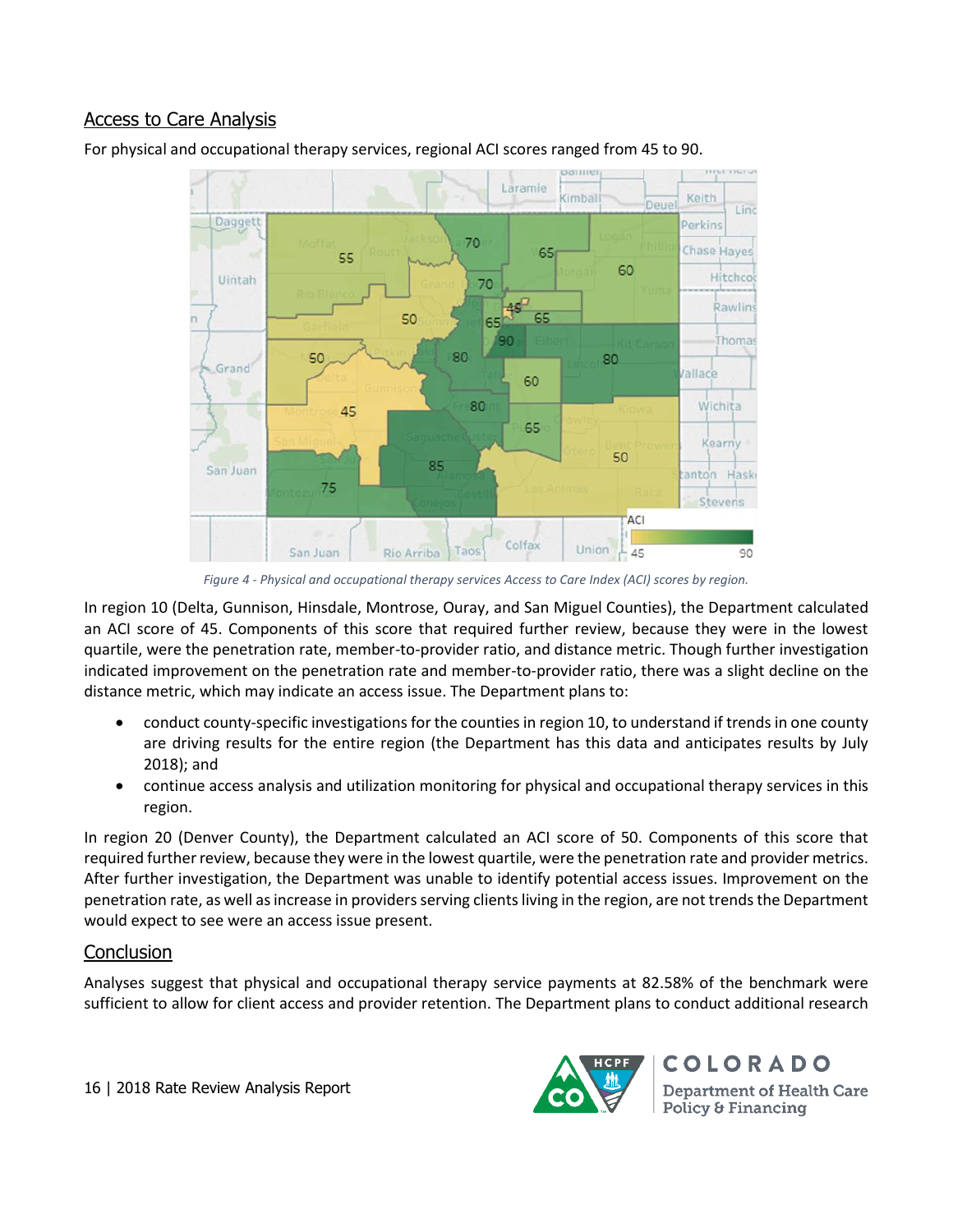## Access to Care Analysis

For physical and occupational therapy services, regional ACI scores ranged from 45 to 90.

*Figure 4 - Physical and occupational therapy services Access to Care Index (ACI) scores by region.*

In region 10 (Delta, Gunnison, Hinsdale, Montrose, Ouray, and San Miguel Counties), the Department calculated an ACI score of 45. Components of this score that required further review, because they were in the lowest quartile, were the penetration rate, member-to-provider ratio, and distance metric. Though further investigation indicated improvement on the penetration rate and member-to-provider ratio, there was a slight decline on the distance metric, which may indicate an access issue. The Department plans to:

- conduct county-specific investigations for the counties in region 10, to understand if trends in one county are driving results for the entire region (the Department has this data and anticipates results by July 2018); and
- continue access analysis and utilization monitoring for physical and occupational therapy services in this region.

In region 20 (Denver County), the Department calculated an ACI score of 50. Components of this score that required further review, because they were in the lowest quartile, were the penetration rate and provider metrics. After further investigation, the Department was unable to identify potential access issues. Improvement on the penetration rate, as well as increase in providers serving clients living in the region, are not trends the Department would expect to see were an access issue present.

## Conclusion

Analyses suggest that physical and occupational therapy service payments at 82.58% of the benchmark were sufficient to allow for client access and provider retention. The Department plans to conduct additional research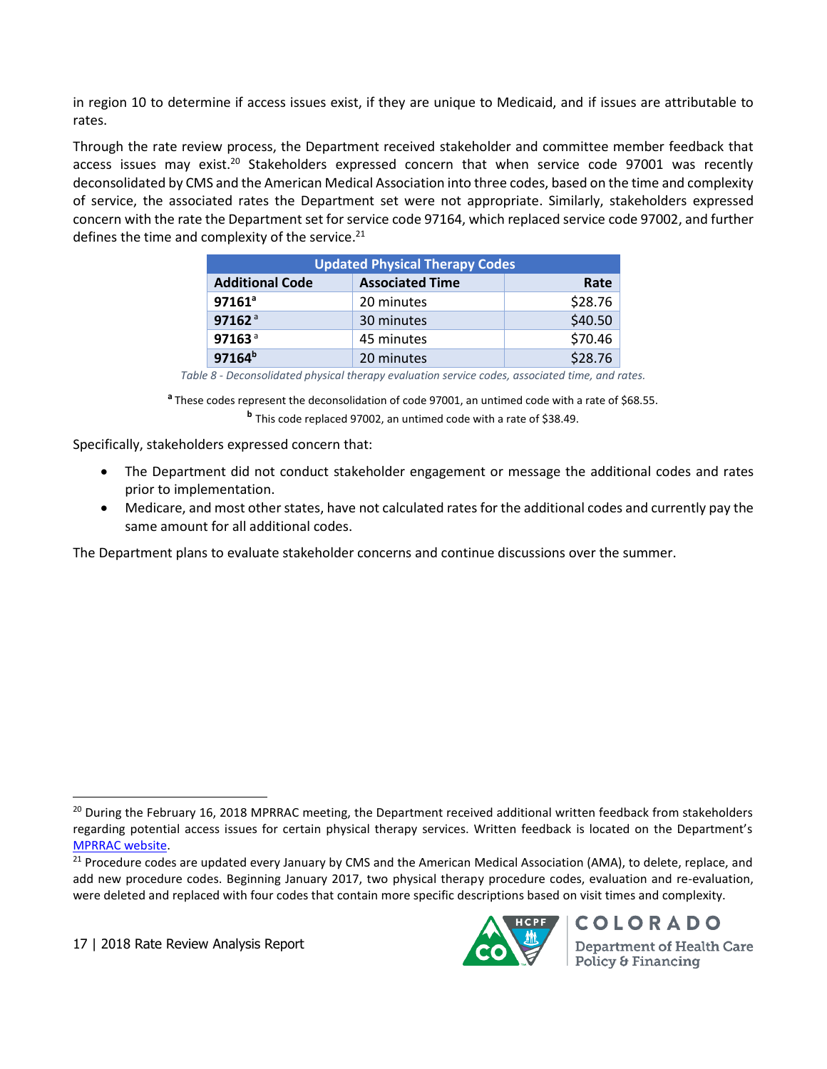in region 10 to determine if access issues exist, if they are unique to Medicaid, and if issues are attributable to rates.

Through the rate review process, the Department received stakeholder and committee member feedback that access issues may exist.[20] Stakeholders expressed concern that when service code 97001 was recently deconsolidated by CMS and the American Medical Association into three codes, based on the time and complexity of service, the associated rates the Department set were not appropriate. Similarly, stakeholders expressed concern with the rate the Department set for service code 97164, which replaced service code 97002, and further defines the time and complexity of the service.[21]

| Updated Physical Therapy Codes | | |
|---|---|---:|
| **Additional Code** | **Associated Time** | **Rate** |
| **97161**[a] | 20 minutes | $28.76 |
| **97162**[a] | 30 minutes | $40.50 |
| **97163**[a] | 45 minutes | $70.46 |
| **97164**[b] | 20 minutes | $28.76 |

*Table 8 - Deconsolidated physical therapy evaluation service codes, associated time, and rates.*

[a] These codes represent the deconsolidation of code 97001, an untimed code with a rate of $68.55.

[b] This code replaced 97002, an untimed code with a rate of $38.49.

Specifically, stakeholders expressed concern that:

- The Department did not conduct stakeholder engagement or message the additional codes and rates prior to implementation.
- Medicare, and most other states, have not calculated rates for the additional codes and currently pay the same amount for all additional codes.

The Department plans to evaluate stakeholder concerns and continue discussions over the summer.

---

[20] During the February 16, 2018 MPRRAC meeting, the Department received additional written feedback from stakeholders regarding potential access issues for certain physical therapy services. Written feedback is located on the Department's [MPRRAC website](#).

[21] Procedure codes are updated every January by CMS and the American Medical Association (AMA), to delete, replace, and add new procedure codes. Beginning January 2017, two physical therapy procedure codes, evaluation and re-evaluation, were deleted and replaced with four codes that contain more specific descriptions based on visit times and complexity.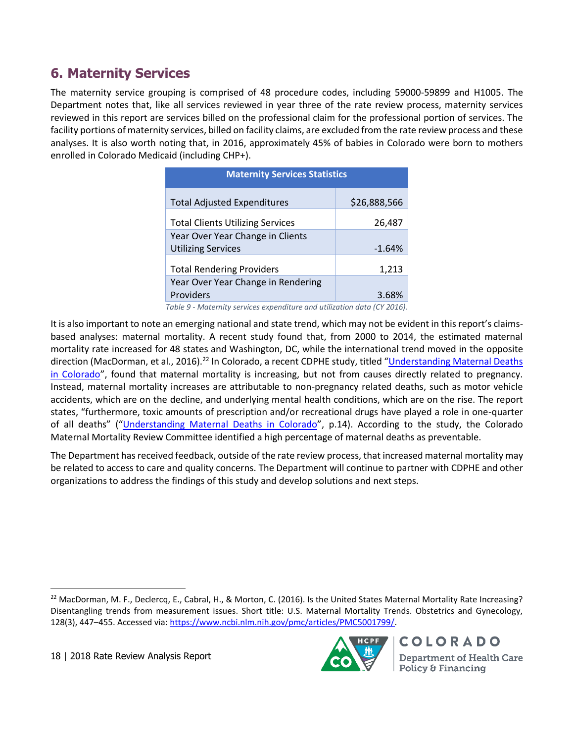## 6. Maternity Services

The maternity service grouping is comprised of 48 procedure codes, including 59000-59899 and H1005. The Department notes that, like all services reviewed in year three of the rate review process, maternity services reviewed in this report are services billed on the professional claim for the professional portion of services. The facility portions of maternity services, billed on facility claims, are excluded from the rate review process and these analyses. It is also worth noting that, in 2016, approximately 45% of babies in Colorado were born to mothers enrolled in Colorado Medicaid (including CHP+).

| Maternity Services Statistics | |
|---|---|
| Total Adjusted Expenditures | $26,888,566 |
| Total Clients Utilizing Services | 26,487 |
| Year Over Year Change in Clients Utilizing Services | -1.64% |
| Total Rendering Providers | 1,213 |
| Year Over Year Change in Rendering Providers | 3.68% |

*Table 9 - Maternity services expenditure and utilization data (CY 2016).*

It is also important to note an emerging national and state trend, which may not be evident in this report's claims-based analyses: maternal mortality. A recent study found that, from 2000 to 2014, the estimated maternal mortality rate increased for 48 states and Washington, DC, while the international trend moved in the opposite direction (MacDorman, et al., 2016).[22] In Colorado, a recent CDPHE study, titled "Understanding Maternal Deaths in Colorado", found that maternal mortality is increasing, but not from causes directly related to pregnancy. Instead, maternal mortality increases are attributable to non-pregnancy related deaths, such as motor vehicle accidents, which are on the decline, and underlying mental health conditions, which are on the rise. The report states, "furthermore, toxic amounts of prescription and/or recreational drugs have played a role in one-quarter of all deaths" ("Understanding Maternal Deaths in Colorado", p.14). According to the study, the Colorado Maternal Mortality Review Committee identified a high percentage of maternal deaths as preventable.

The Department has received feedback, outside of the rate review process, that increased maternal mortality may be related to access to care and quality concerns. The Department will continue to partner with CDPHE and other organizations to address the findings of this study and develop solutions and next steps.

[22] MacDorman, M. F., Declercq, E., Cabral, H., & Morton, C. (2016). Is the United States Maternal Mortality Rate Increasing? Disentangling trends from measurement issues. Short title: U.S. Maternal Mortality Trends. Obstetrics and Gynecology, 128(3), 447–455. Accessed via: https://www.ncbi.nlm.nih.gov/pmc/articles/PMC5001799/.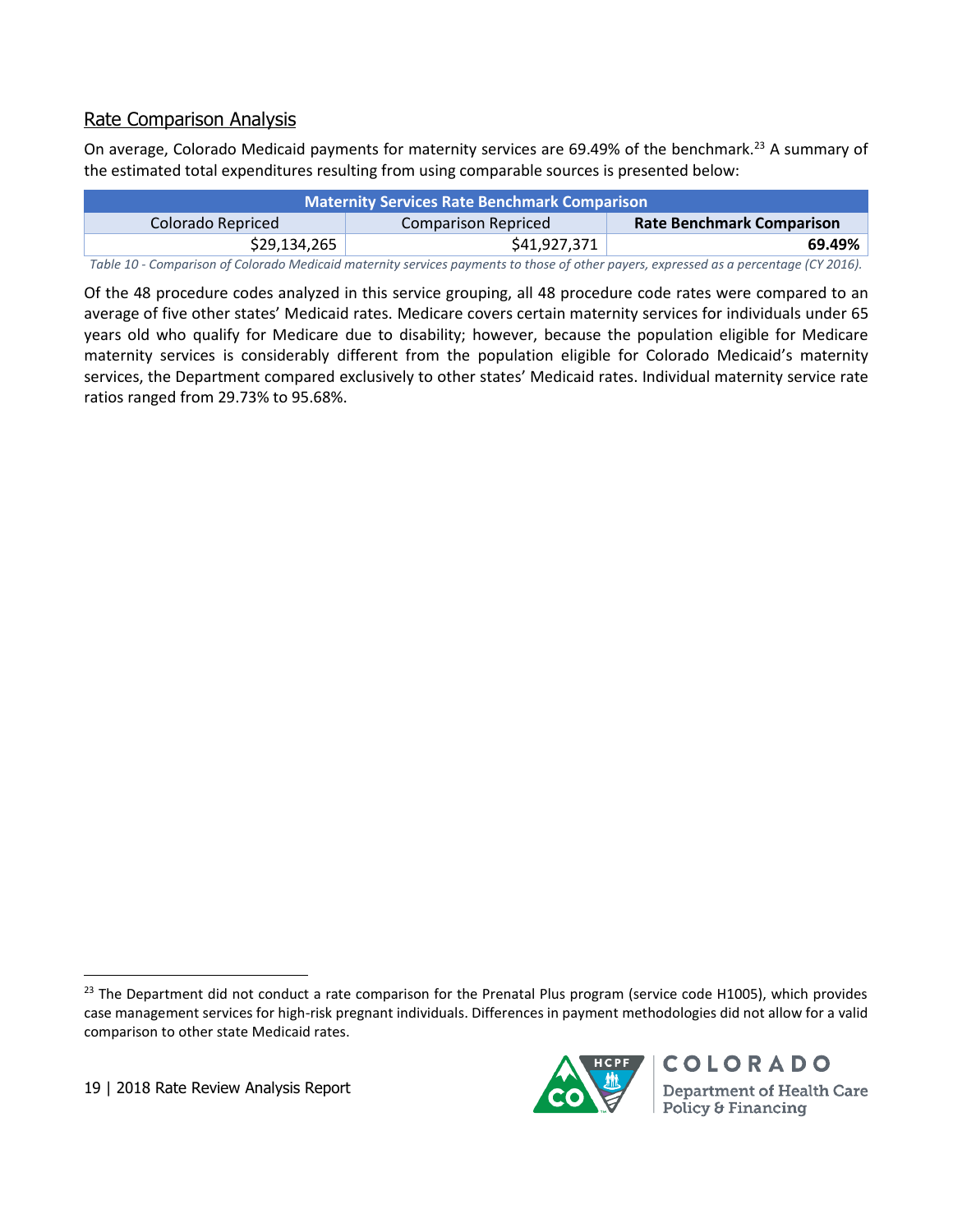## Rate Comparison Analysis

On average, Colorado Medicaid payments for maternity services are 69.49% of the benchmark.[23] A summary of the estimated total expenditures resulting from using comparable sources is presented below:

| Maternity Services Rate Benchmark Comparison | | |
|---|---|---|
| Colorado Repriced | Comparison Repriced | **Rate Benchmark Comparison** |
| $29,134,265 | $41,927,371 | **69.49%** |

*Table 10 - Comparison of Colorado Medicaid maternity services payments to those of other payers, expressed as a percentage (CY 2016).*

Of the 48 procedure codes analyzed in this service grouping, all 48 procedure code rates were compared to an average of five other states' Medicaid rates. Medicare covers certain maternity services for individuals under 65 years old who qualify for Medicare due to disability; however, because the population eligible for Medicare maternity services is considerably different from the population eligible for Colorado Medicaid's maternity services, the Department compared exclusively to other states' Medicaid rates. Individual maternity service rate ratios ranged from 29.73% to 95.68%.

[23] The Department did not conduct a rate comparison for the Prenatal Plus program (service code H1005), which provides case management services for high-risk pregnant individuals. Differences in payment methodologies did not allow for a valid comparison to other state Medicaid rates.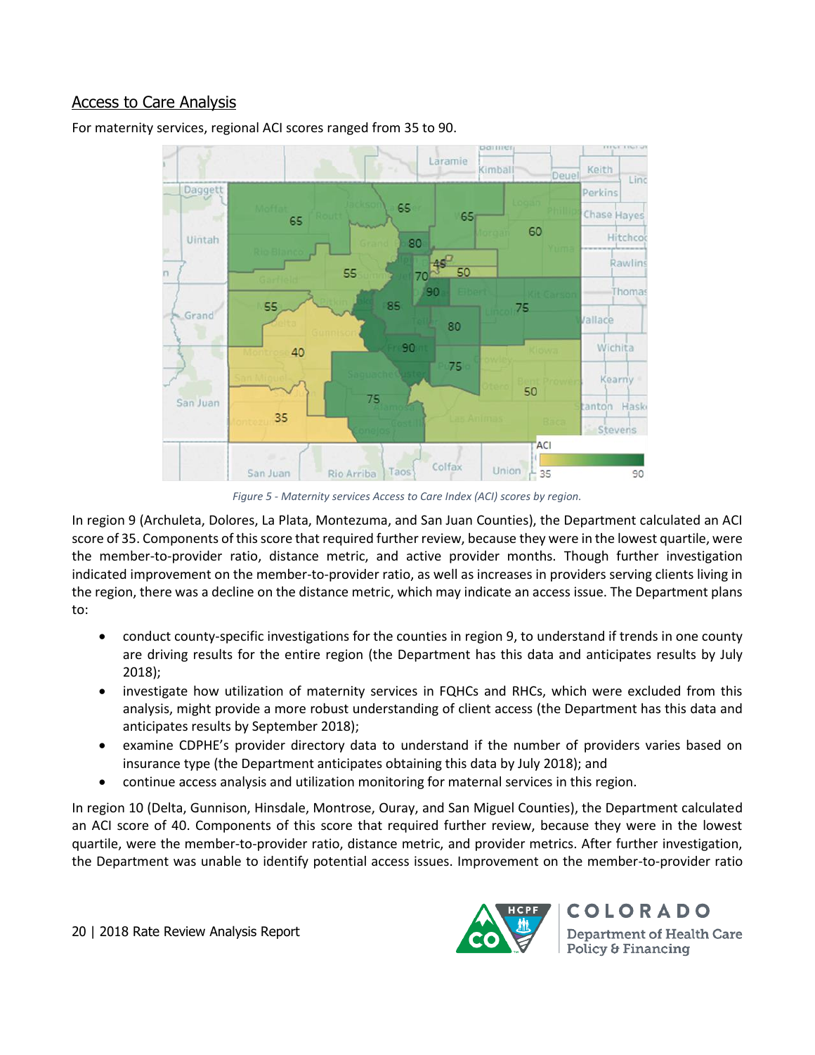## Access to Care Analysis

For maternity services, regional ACI scores ranged from 35 to 90.

*Figure 5 - Maternity services Access to Care Index (ACI) scores by region.*

In region 9 (Archuleta, Dolores, La Plata, Montezuma, and San Juan Counties), the Department calculated an ACI score of 35. Components of this score that required further review, because they were in the lowest quartile, were the member-to-provider ratio, distance metric, and active provider months. Though further investigation indicated improvement on the member-to-provider ratio, as well as increases in providers serving clients living in the region, there was a decline on the distance metric, which may indicate an access issue. The Department plans to:

- conduct county-specific investigations for the counties in region 9, to understand if trends in one county are driving results for the entire region (the Department has this data and anticipates results by July 2018);
- investigate how utilization of maternity services in FQHCs and RHCs, which were excluded from this analysis, might provide a more robust understanding of client access (the Department has this data and anticipates results by September 2018);
- examine CDPHE's provider directory data to understand if the number of providers varies based on insurance type (the Department anticipates obtaining this data by July 2018); and
- continue access analysis and utilization monitoring for maternal services in this region.

In region 10 (Delta, Gunnison, Hinsdale, Montrose, Ouray, and San Miguel Counties), the Department calculated an ACI score of 40. Components of this score that required further review, because they were in the lowest quartile, were the member-to-provider ratio, distance metric, and provider metrics. After further investigation, the Department was unable to identify potential access issues. Improvement on the member-to-provider ratio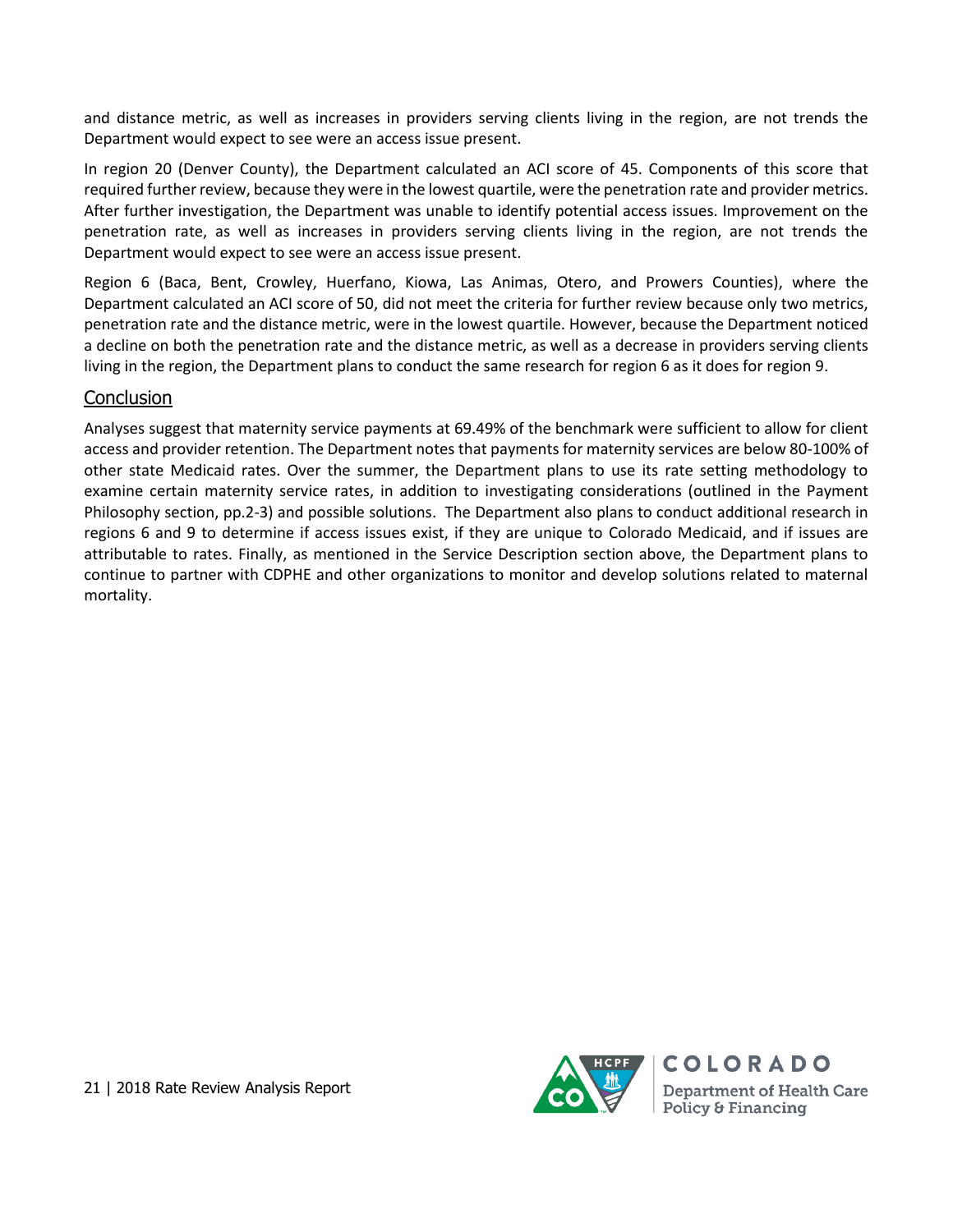and distance metric, as well as increases in providers serving clients living in the region, are not trends the Department would expect to see were an access issue present.

In region 20 (Denver County), the Department calculated an ACI score of 45. Components of this score that required further review, because they were in the lowest quartile, were the penetration rate and provider metrics. After further investigation, the Department was unable to identify potential access issues. Improvement on the penetration rate, as well as increases in providers serving clients living in the region, are not trends the Department would expect to see were an access issue present.

Region 6 (Baca, Bent, Crowley, Huerfano, Kiowa, Las Animas, Otero, and Prowers Counties), where the Department calculated an ACI score of 50, did not meet the criteria for further review because only two metrics, penetration rate and the distance metric, were in the lowest quartile. However, because the Department noticed a decline on both the penetration rate and the distance metric, as well as a decrease in providers serving clients living in the region, the Department plans to conduct the same research for region 6 as it does for region 9.

## Conclusion

Analyses suggest that maternity service payments at 69.49% of the benchmark were sufficient to allow for client access and provider retention. The Department notes that payments for maternity services are below 80-100% of other state Medicaid rates. Over the summer, the Department plans to use its rate setting methodology to examine certain maternity service rates, in addition to investigating considerations (outlined in the Payment Philosophy section, pp.2-3) and possible solutions. The Department also plans to conduct additional research in regions 6 and 9 to determine if access issues exist, if they are unique to Colorado Medicaid, and if issues are attributable to rates. Finally, as mentioned in the Service Description section above, the Department plans to continue to partner with CDPHE and other organizations to monitor and develop solutions related to maternal mortality.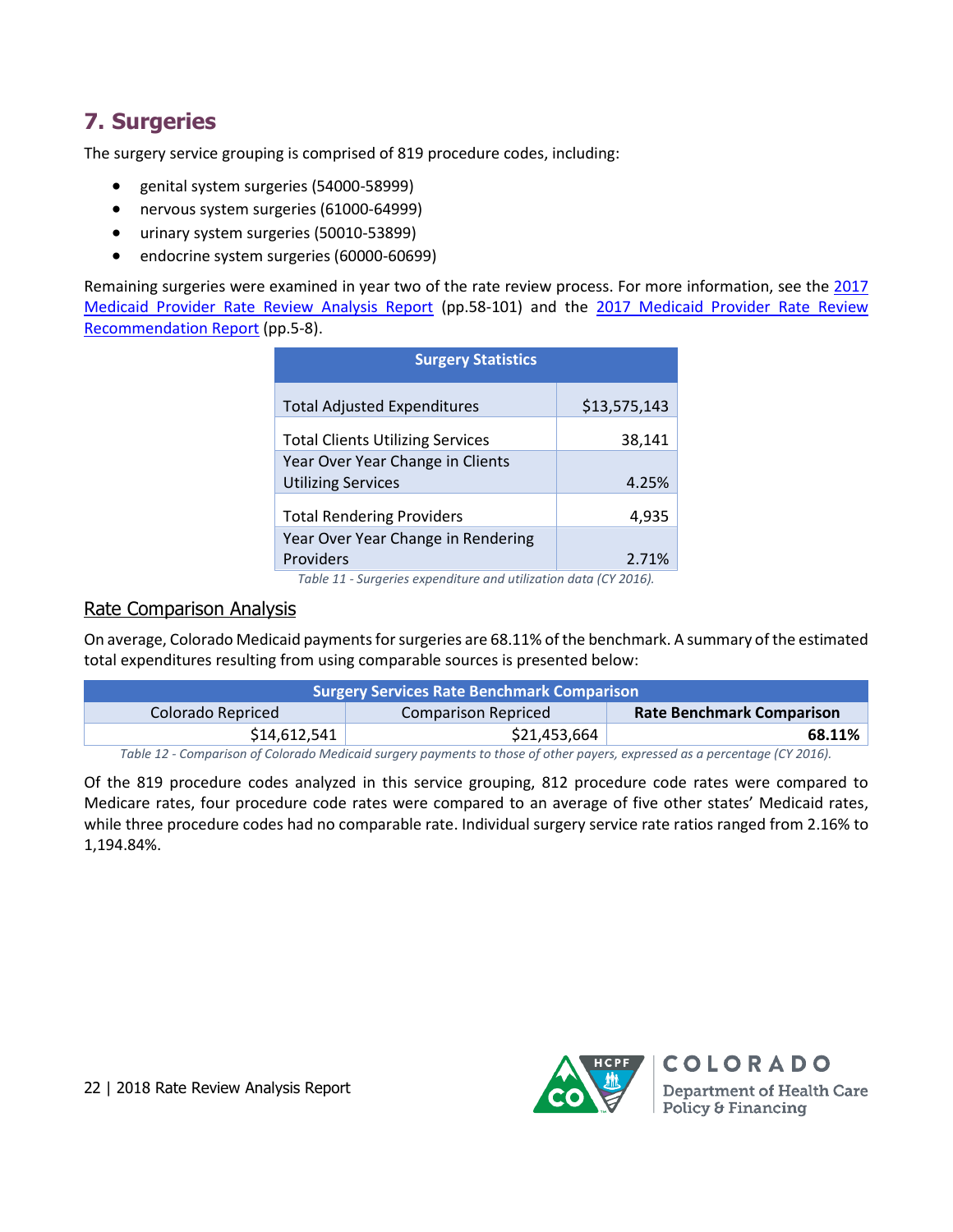## 7. Surgeries

The surgery service grouping is comprised of 819 procedure codes, including:

- genital system surgeries (54000-58999)
- nervous system surgeries (61000-64999)
- urinary system surgeries (50010-53899)
- endocrine system surgeries (60000-60699)

Remaining surgeries were examined in year two of the rate review process. For more information, see the [2017 Medicaid Provider Rate Review Analysis Report](#) (pp.58-101) and the [2017 Medicaid Provider Rate Review Recommendation Report](#) (pp.5-8).

| Surgery Statistics | |
|---|---|
| Total Adjusted Expenditures | $13,575,143 |
| Total Clients Utilizing Services | 38,141 |
| Year Over Year Change in Clients Utilizing Services | 4.25% |
| Total Rendering Providers | 4,935 |
| Year Over Year Change in Rendering Providers | 2.71% |

*Table 11 - Surgeries expenditure and utilization data (CY 2016).*

### Rate Comparison Analysis

On average, Colorado Medicaid payments for surgeries are 68.11% of the benchmark. A summary of the estimated total expenditures resulting from using comparable sources is presented below:

| Surgery Services Rate Benchmark Comparison | | |
|---|---|---|
| Colorado Repriced | Comparison Repriced | **Rate Benchmark Comparison** |
| $14,612,541 | $21,453,664 | **68.11%** |

*Table 12 - Comparison of Colorado Medicaid surgery payments to those of other payers, expressed as a percentage (CY 2016).*

Of the 819 procedure codes analyzed in this service grouping, 812 procedure code rates were compared to Medicare rates, four procedure code rates were compared to an average of five other states' Medicaid rates, while three procedure codes had no comparable rate. Individual surgery service rate ratios ranged from 2.16% to 1,194.84%.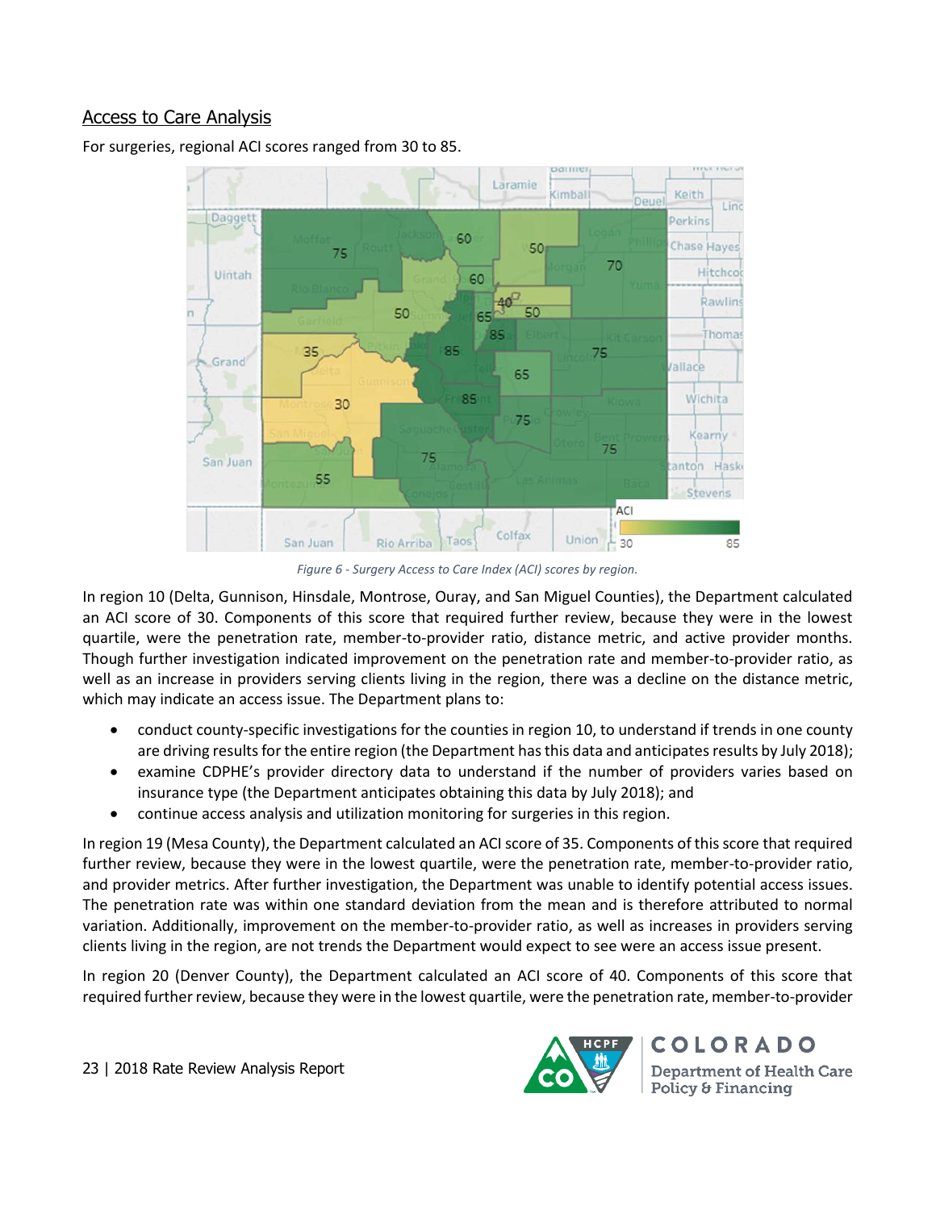## Access to Care Analysis

For surgeries, regional ACI scores ranged from 30 to 85.

*Figure 6 - Surgery Access to Care Index (ACI) scores by region.*

In region 10 (Delta, Gunnison, Hinsdale, Montrose, Ouray, and San Miguel Counties), the Department calculated an ACI score of 30. Components of this score that required further review, because they were in the lowest quartile, were the penetration rate, member-to-provider ratio, distance metric, and active provider months. Though further investigation indicated improvement on the penetration rate and member-to-provider ratio, as well as an increase in providers serving clients living in the region, there was a decline on the distance metric, which may indicate an access issue. The Department plans to:

- conduct county-specific investigations for the counties in region 10, to understand if trends in one county are driving results for the entire region (the Department has this data and anticipates results by July 2018);
- examine CDPHE's provider directory data to understand if the number of providers varies based on insurance type (the Department anticipates obtaining this data by July 2018); and
- continue access analysis and utilization monitoring for surgeries in this region.

In region 19 (Mesa County), the Department calculated an ACI score of 35. Components of this score that required further review, because they were in the lowest quartile, were the penetration rate, member-to-provider ratio, and provider metrics. After further investigation, the Department was unable to identify potential access issues. The penetration rate was within one standard deviation from the mean and is therefore attributed to normal variation. Additionally, improvement on the member-to-provider ratio, as well as increases in providers serving clients living in the region, are not trends the Department would expect to see were an access issue present.

In region 20 (Denver County), the Department calculated an ACI score of 40. Components of this score that required further review, because they were in the lowest quartile, were the penetration rate, member-to-provider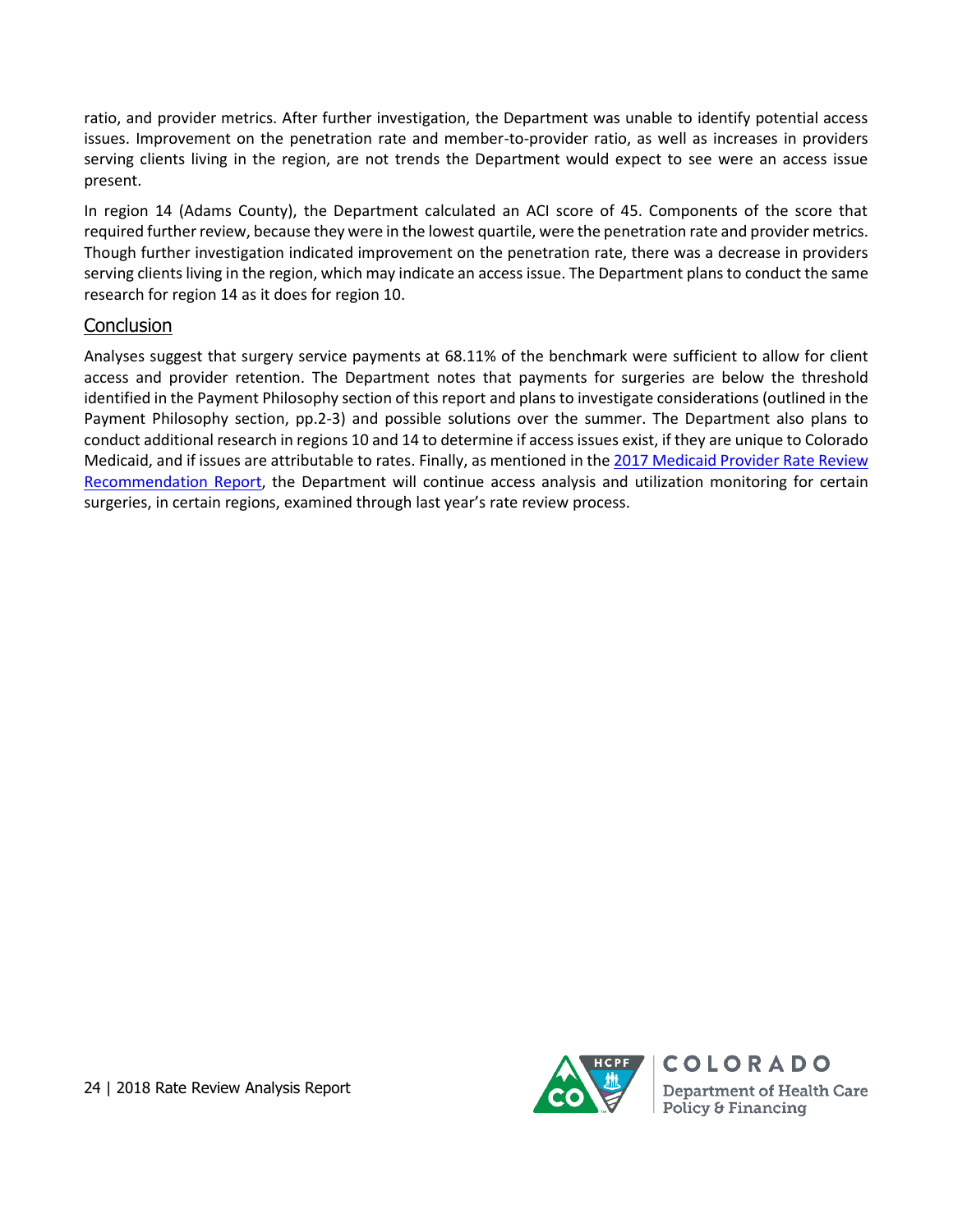ratio, and provider metrics. After further investigation, the Department was unable to identify potential access issues. Improvement on the penetration rate and member-to-provider ratio, as well as increases in providers serving clients living in the region, are not trends the Department would expect to see were an access issue present.

In region 14 (Adams County), the Department calculated an ACI score of 45. Components of the score that required further review, because they were in the lowest quartile, were the penetration rate and provider metrics. Though further investigation indicated improvement on the penetration rate, there was a decrease in providers serving clients living in the region, which may indicate an access issue. The Department plans to conduct the same research for region 14 as it does for region 10.

## Conclusion

Analyses suggest that surgery service payments at 68.11% of the benchmark were sufficient to allow for client access and provider retention. The Department notes that payments for surgeries are below the threshold identified in the Payment Philosophy section of this report and plans to investigate considerations (outlined in the Payment Philosophy section, pp.2-3) and possible solutions over the summer. The Department also plans to conduct additional research in regions 10 and 14 to determine if access issues exist, if they are unique to Colorado Medicaid, and if issues are attributable to rates. Finally, as mentioned in the 2017 Medicaid Provider Rate Review Recommendation Report, the Department will continue access analysis and utilization monitoring for certain surgeries, in certain regions, examined through last year's rate review process.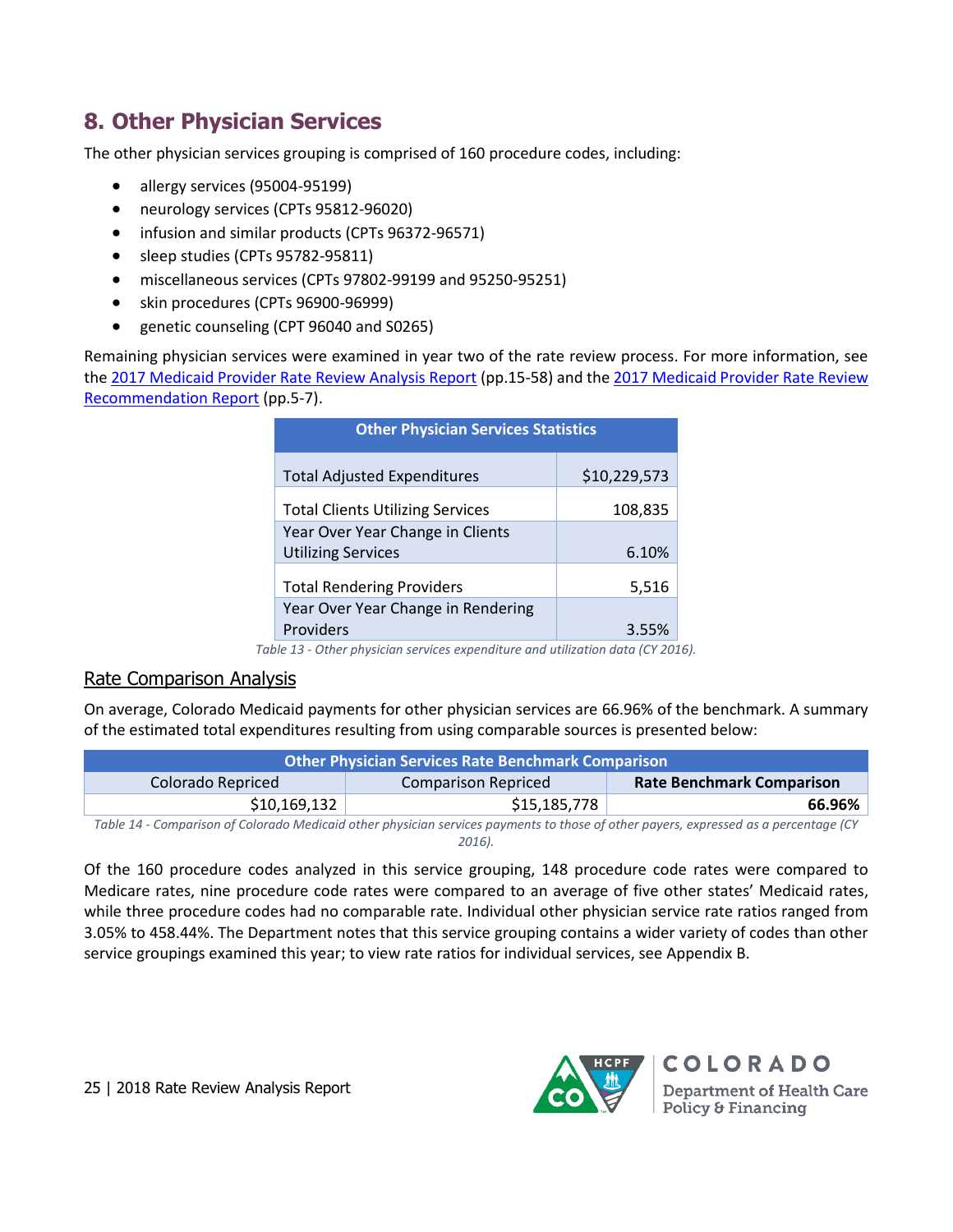## 8. Other Physician Services

The other physician services grouping is comprised of 160 procedure codes, including:

- allergy services (95004-95199)
- neurology services (CPTs 95812-96020)
- infusion and similar products (CPTs 96372-96571)
- sleep studies (CPTs 95782-95811)
- miscellaneous services (CPTs 97802-99199 and 95250-95251)
- skin procedures (CPTs 96900-96999)
- genetic counseling (CPT 96040 and S0265)

Remaining physician services were examined in year two of the rate review process. For more information, see the 2017 Medicaid Provider Rate Review Analysis Report (pp.15-58) and the 2017 Medicaid Provider Rate Review Recommendation Report (pp.5-7).

| Other Physician Services Statistics | |
|---|---|
| Total Adjusted Expenditures | $10,229,573 |
| Total Clients Utilizing Services | 108,835 |
| Year Over Year Change in Clients Utilizing Services | 6.10% |
| Total Rendering Providers | 5,516 |
| Year Over Year Change in Rendering Providers | 3.55% |

*Table 13 - Other physician services expenditure and utilization data (CY 2016).*

### Rate Comparison Analysis

On average, Colorado Medicaid payments for other physician services are 66.96% of the benchmark. A summary of the estimated total expenditures resulting from using comparable sources is presented below:

| Other Physician Services Rate Benchmark Comparison | | |
|---|---|---|
| Colorado Repriced | Comparison Repriced | **Rate Benchmark Comparison** |
| $10,169,132 | $15,185,778 | **66.96%** |

*Table 14 - Comparison of Colorado Medicaid other physician services payments to those of other payers, expressed as a percentage (CY 2016).*

Of the 160 procedure codes analyzed in this service grouping, 148 procedure code rates were compared to Medicare rates, nine procedure code rates were compared to an average of five other states' Medicaid rates, while three procedure codes had no comparable rate. Individual other physician service rate ratios ranged from 3.05% to 458.44%. The Department notes that this service grouping contains a wider variety of codes than other service groupings examined this year; to view rate ratios for individual services, see Appendix B.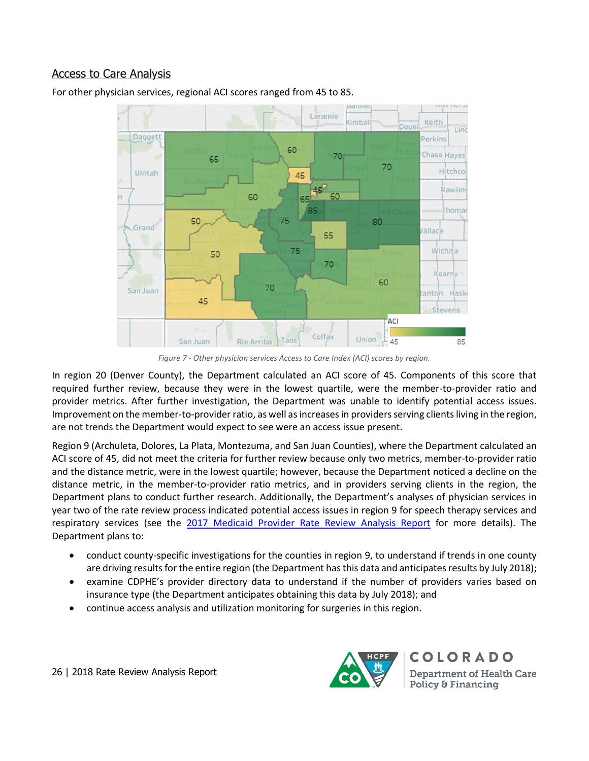## Access to Care Analysis

For other physician services, regional ACI scores ranged from 45 to 85.

*Figure 7 - Other physician services Access to Care Index (ACI) scores by region.*

In region 20 (Denver County), the Department calculated an ACI score of 45. Components of this score that required further review, because they were in the lowest quartile, were the member-to-provider ratio and provider metrics. After further investigation, the Department was unable to identify potential access issues. Improvement on the member-to-provider ratio, as well as increases in providers serving clients living in the region, are not trends the Department would expect to see were an access issue present.

Region 9 (Archuleta, Dolores, La Plata, Montezuma, and San Juan Counties), where the Department calculated an ACI score of 45, did not meet the criteria for further review because only two metrics, member-to-provider ratio and the distance metric, were in the lowest quartile; however, because the Department noticed a decline on the distance metric, in the member-to-provider ratio metrics, and in providers serving clients in the region, the Department plans to conduct further research. Additionally, the Department's analyses of physician services in year two of the rate review process indicated potential access issues in region 9 for speech therapy services and respiratory services (see the [2017 Medicaid Provider Rate Review Analysis Report]() for more details). The Department plans to:

- conduct county-specific investigations for the counties in region 9, to understand if trends in one county are driving results for the entire region (the Department has this data and anticipates results by July 2018);
- examine CDPHE's provider directory data to understand if the number of providers varies based on insurance type (the Department anticipates obtaining this data by July 2018); and
- continue access analysis and utilization monitoring for surgeries in this region.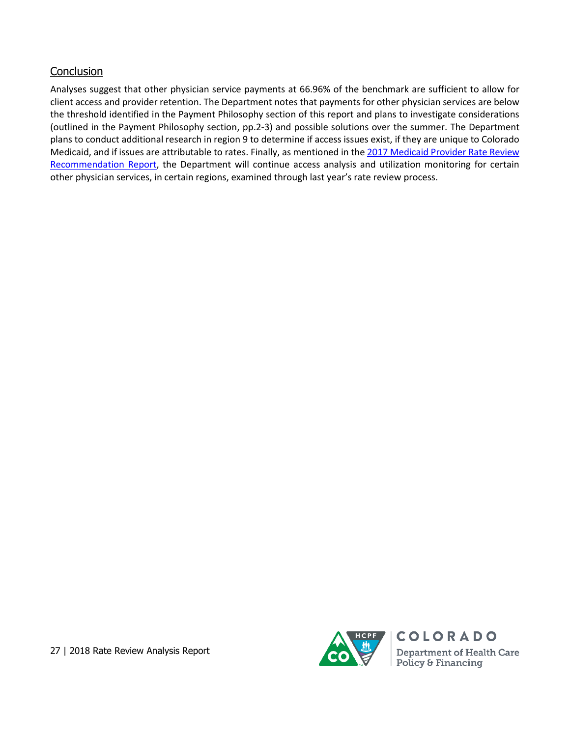## Conclusion

Analyses suggest that other physician service payments at 66.96% of the benchmark are sufficient to allow for client access and provider retention. The Department notes that payments for other physician services are below the threshold identified in the Payment Philosophy section of this report and plans to investigate considerations (outlined in the Payment Philosophy section, pp.2-3) and possible solutions over the summer. The Department plans to conduct additional research in region 9 to determine if access issues exist, if they are unique to Colorado Medicaid, and if issues are attributable to rates. Finally, as mentioned in the 2017 Medicaid Provider Rate Review Recommendation Report, the Department will continue access analysis and utilization monitoring for certain other physician services, in certain regions, examined through last year's rate review process.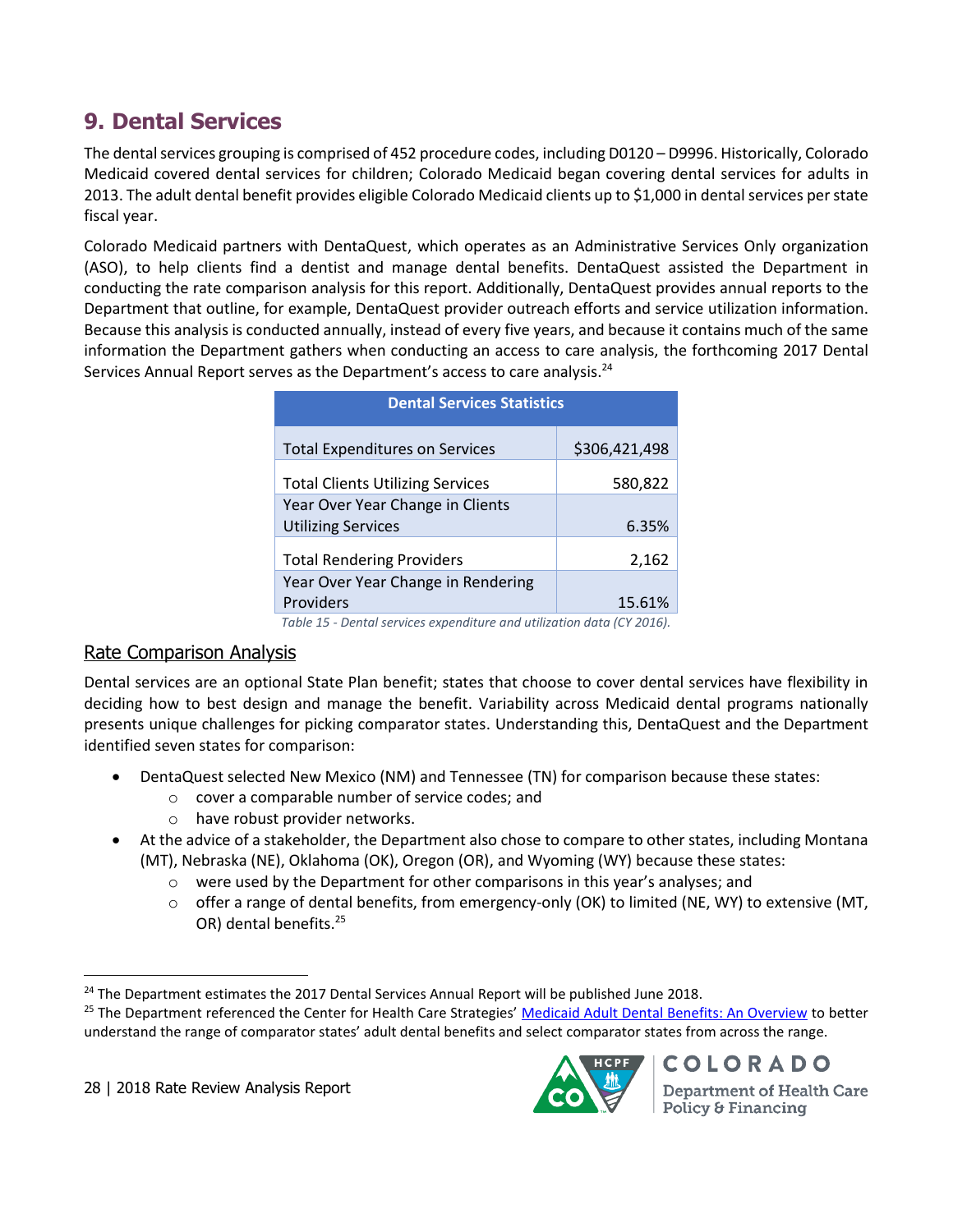## 9. Dental Services

The dental services grouping is comprised of 452 procedure codes, including D0120 – D9996. Historically, Colorado Medicaid covered dental services for children; Colorado Medicaid began covering dental services for adults in 2013. The adult dental benefit provides eligible Colorado Medicaid clients up to $1,000 in dental services per state fiscal year.

Colorado Medicaid partners with DentaQuest, which operates as an Administrative Services Only organization (ASO), to help clients find a dentist and manage dental benefits. DentaQuest assisted the Department in conducting the rate comparison analysis for this report. Additionally, DentaQuest provides annual reports to the Department that outline, for example, DentaQuest provider outreach efforts and service utilization information. Because this analysis is conducted annually, instead of every five years, and because it contains much of the same information the Department gathers when conducting an access to care analysis, the forthcoming 2017 Dental Services Annual Report serves as the Department's access to care analysis.[24]

| Dental Services Statistics | |
|---|---|
| Total Expenditures on Services | $306,421,498 |
| Total Clients Utilizing Services | 580,822 |
| Year Over Year Change in Clients Utilizing Services | 6.35% |
| Total Rendering Providers | 2,162 |
| Year Over Year Change in Rendering Providers | 15.61% |

*Table 15 - Dental services expenditure and utilization data (CY 2016).*

### Rate Comparison Analysis

Dental services are an optional State Plan benefit; states that choose to cover dental services have flexibility in deciding how to best design and manage the benefit. Variability across Medicaid dental programs nationally presents unique challenges for picking comparator states. Understanding this, DentaQuest and the Department identified seven states for comparison:

- DentaQuest selected New Mexico (NM) and Tennessee (TN) for comparison because these states:
  - cover a comparable number of service codes; and
  - have robust provider networks.
- At the advice of a stakeholder, the Department also chose to compare to other states, including Montana (MT), Nebraska (NE), Oklahoma (OK), Oregon (OR), and Wyoming (WY) because these states:
  - were used by the Department for other comparisons in this year's analyses; and
  - offer a range of dental benefits, from emergency-only (OK) to limited (NE, WY) to extensive (MT, OR) dental benefits.[25]

---

[24] The Department estimates the 2017 Dental Services Annual Report will be published June 2018.

[25] The Department referenced the Center for Health Care Strategies' Medicaid Adult Dental Benefits: An Overview to better understand the range of comparator states' adult dental benefits and select comparator states from across the range.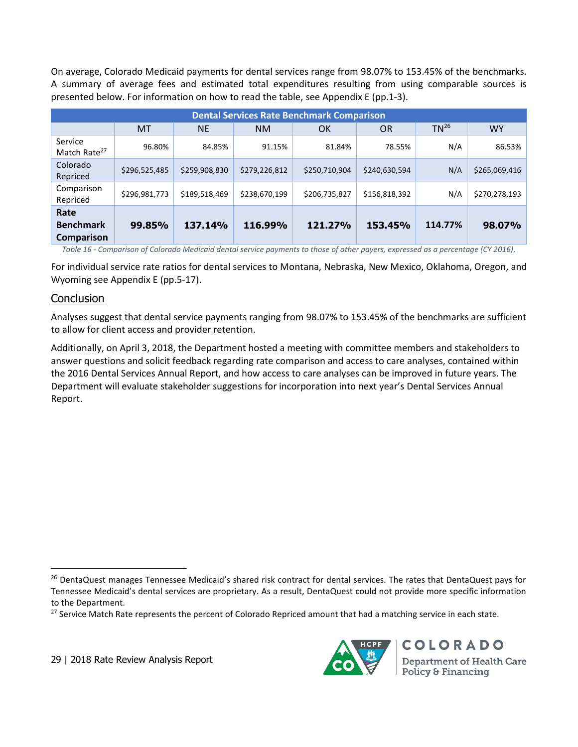On average, Colorado Medicaid payments for dental services range from 98.07% to 153.45% of the benchmarks. A summary of average fees and estimated total expenditures resulting from using comparable sources is presented below. For information on how to read the table, see Appendix E (pp.1-3).

| Dental Services Rate Benchmark Comparison | | | | | | | |
|---|---|---|---|---|---|---|---|
| | MT | NE | NM | OK | OR | TN[26] | WY |
| Service Match Rate[27] | 96.80% | 84.85% | 91.15% | 81.84% | 78.55% | N/A | 86.53% |
| Colorado Repriced | $296,525,485 | $259,908,830 | $279,226,812 | $250,710,904 | $240,630,594 | N/A | $265,069,416 |
| Comparison Repriced | $296,981,773 | $189,518,469 | $238,670,199 | $206,735,827 | $156,818,392 | N/A | $270,278,193 |
| **Rate Benchmark Comparison** | **99.85%** | **137.14%** | **116.99%** | **121.27%** | **153.45%** | **114.77%** | **98.07%** |

*Table 16 - Comparison of Colorado Medicaid dental service payments to those of other payers, expressed as a percentage (CY 2016).*

For individual service rate ratios for dental services to Montana, Nebraska, New Mexico, Oklahoma, Oregon, and Wyoming see Appendix E (pp.5-17).

## Conclusion

Analyses suggest that dental service payments ranging from 98.07% to 153.45% of the benchmarks are sufficient to allow for client access and provider retention.

Additionally, on April 3, 2018, the Department hosted a meeting with committee members and stakeholders to answer questions and solicit feedback regarding rate comparison and access to care analyses, contained within the 2016 Dental Services Annual Report, and how access to care analyses can be improved in future years. The Department will evaluate stakeholder suggestions for incorporation into next year's Dental Services Annual Report.

[26] DentaQuest manages Tennessee Medicaid's shared risk contract for dental services. The rates that DentaQuest pays for Tennessee Medicaid's dental services are proprietary. As a result, DentaQuest could not provide more specific information to the Department.

[27] Service Match Rate represents the percent of Colorado Repriced amount that had a matching service in each state.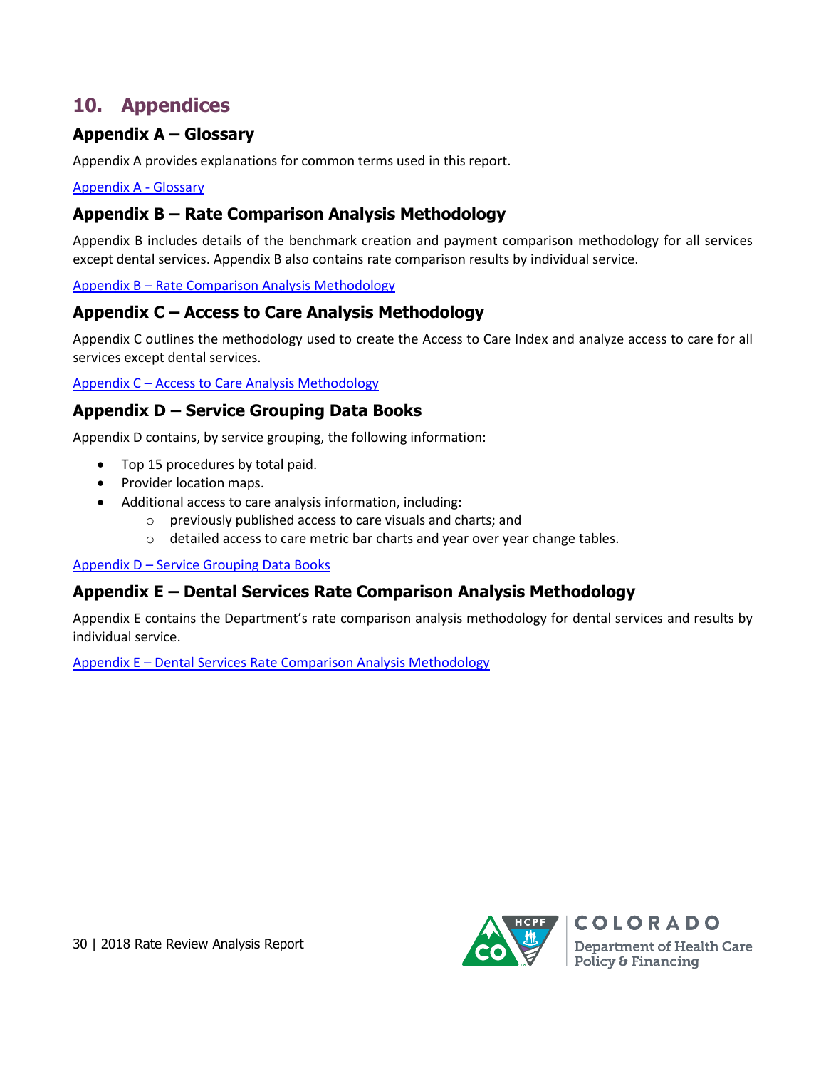# 10. Appendices

## Appendix A – Glossary

Appendix A provides explanations for common terms used in this report.

Appendix A - Glossary

## Appendix B – Rate Comparison Analysis Methodology

Appendix B includes details of the benchmark creation and payment comparison methodology for all services except dental services. Appendix B also contains rate comparison results by individual service.

Appendix B – Rate Comparison Analysis Methodology

## Appendix C – Access to Care Analysis Methodology

Appendix C outlines the methodology used to create the Access to Care Index and analyze access to care for all services except dental services.

Appendix C – Access to Care Analysis Methodology

## Appendix D – Service Grouping Data Books

Appendix D contains, by service grouping, the following information:

- Top 15 procedures by total paid.
- Provider location maps.
- Additional access to care analysis information, including:
  - previously published access to care visuals and charts; and
  - detailed access to care metric bar charts and year over year change tables.

Appendix D – Service Grouping Data Books

## Appendix E – Dental Services Rate Comparison Analysis Methodology

Appendix E contains the Department's rate comparison analysis methodology for dental services and results by individual service.

Appendix E – Dental Services Rate Comparison Analysis Methodology